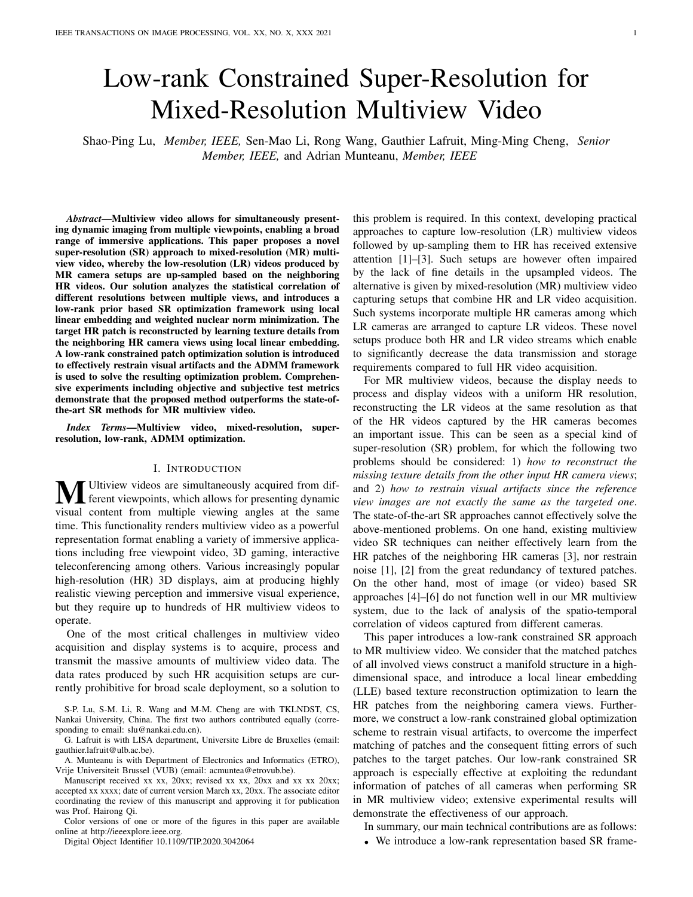# Low-rank Constrained Super-Resolution for Mixed-Resolution Multiview Video

Shao-Ping Lu, *Member, IEEE,* Sen-Mao Li, Rong Wang, Gauthier Lafruit, Ming-Ming Cheng, *Senior Member, IEEE,* and Adrian Munteanu, *Member, IEEE*

***Abstract*—Multiview video allows for simultaneously presenting dynamic imaging from multiple viewpoints, enabling a broad range of immersive applications. This paper proposes a novel super-resolution (SR) approach to mixed-resolution (MR) multiview video, whereby the low-resolution (LR) videos produced by MR camera setups are up-sampled based on the neighboring HR videos. Our solution analyzes the statistical correlation of different resolutions between multiple views, and introduces a low-rank prior based SR optimization framework using local linear embedding and weighted nuclear norm minimization. The target HR patch is reconstructed by learning texture details from the neighboring HR camera views using local linear embedding. A low-rank constrained patch optimization solution is introduced to effectively restrain visual artifacts and the ADMM framework is used to solve the resulting optimization problem. Comprehensive experiments including objective and subjective test metrics demonstrate that the proposed method outperforms the state-of-the-art SR methods for MR multiview video.**

***Index Terms*—Multiview video, mixed-resolution, super-resolution, low-rank, ADMM optimization.**

## I. Introduction

Multiview videos are simultaneously acquired from different viewpoints, which allows for presenting dynamic visual content from multiple viewing angles at the same time. This functionality renders multiview video as a powerful representation format enabling a variety of immersive applications including free viewpoint video, 3D gaming, interactive teleconferencing among others. Various increasingly popular high-resolution (HR) 3D displays, aim at producing highly realistic viewing perception and immersive visual experience, but they require up to hundreds of HR multiview videos to operate.

One of the most critical challenges in multiview video acquisition and display systems is to acquire, process and transmit the massive amounts of multiview video data. The data rates produced by such HR acquisition setups are currently prohibitive for broad scale deployment, so a solution to this problem is required. In this context, developing practical approaches to capture low-resolution (LR) multiview videos followed by up-sampling them to HR has received extensive attention [1]–[3]. Such setups are however often impaired by the lack of fine details in the upsampled videos. The alternative is given by mixed-resolution (MR) multiview video capturing setups that combine HR and LR video acquisition. Such systems incorporate multiple HR cameras among which LR cameras are arranged to capture LR videos. These novel setups produce both HR and LR video streams which enable to significantly decrease the data transmission and storage requirements compared to full HR video acquisition.

For MR multiview videos, because the display needs to process and display videos with a uniform HR resolution, reconstructing the LR videos at the same resolution as that of the HR videos captured by the HR cameras becomes an important issue. This can be seen as a special kind of super-resolution (SR) problem, for which the following two problems should be considered: 1) *how to reconstruct the missing texture details from the other input HR camera views*; and 2) *how to restrain visual artifacts since the reference view images are not exactly the same as the targeted one*. The state-of-the-art SR approaches cannot effectively solve the above-mentioned problems. On one hand, existing multiview video SR techniques can neither effectively learn from the HR patches of the neighboring HR cameras [3], nor restrain noise [1], [2] from the great redundancy of textured patches. On the other hand, most of image (or video) based SR approaches [4]–[6] do not function well in our MR multiview system, due to the lack of analysis of the spatio-temporal correlation of videos captured from different cameras.

This paper introduces a low-rank constrained SR approach to MR multiview video. We consider that the matched patches of all involved views construct a manifold structure in a high-dimensional space, and introduce a local linear embedding (LLE) based texture reconstruction optimization to learn the HR patches from the neighboring camera views. Furthermore, we construct a low-rank constrained global optimization scheme to restrain visual artifacts, to overcome the imperfect matching of patches and the consequent fitting errors of such patches to the target patches. Our low-rank constrained SR approach is especially effective at exploiting the redundant information of patches of all cameras when performing SR in MR multiview video; extensive experimental results will demonstrate the effectiveness of our approach.

In summary, our main technical contributions are as follows:

- We introduce a low-rank representation based SR frame-

S-P. Lu, S-M. Li, R. Wang and M-M. Cheng are with TKLNDST, CS, Nankai University, China. The first two authors contributed equally (corresponding to email: slu@nankai.edu.cn).

G. Lafruit is with LISA department, Universite Libre de Bruxelles (email: gauthier.lafruit@ulb.ac.be).

A. Munteanu is with Department of Electronics and Informatics (ETRO), Vrije Universiteit Brussel (VUB) (email: acmuntea@etrovub.be).

Manuscript received xx xx, 20xx; revised xx xx, 20xx and xx xx 20xx; accepted xx xxxx; date of current version March xx, 20xx. The associate editor coordinating the review of this manuscript and approving it for publication was Prof. Hairong Qi.

Color versions of one or more of the figures in this paper are available online at http://ieeexplore.ieee.org.

Digital Object Identifier 10.1109/TIP.2020.3042064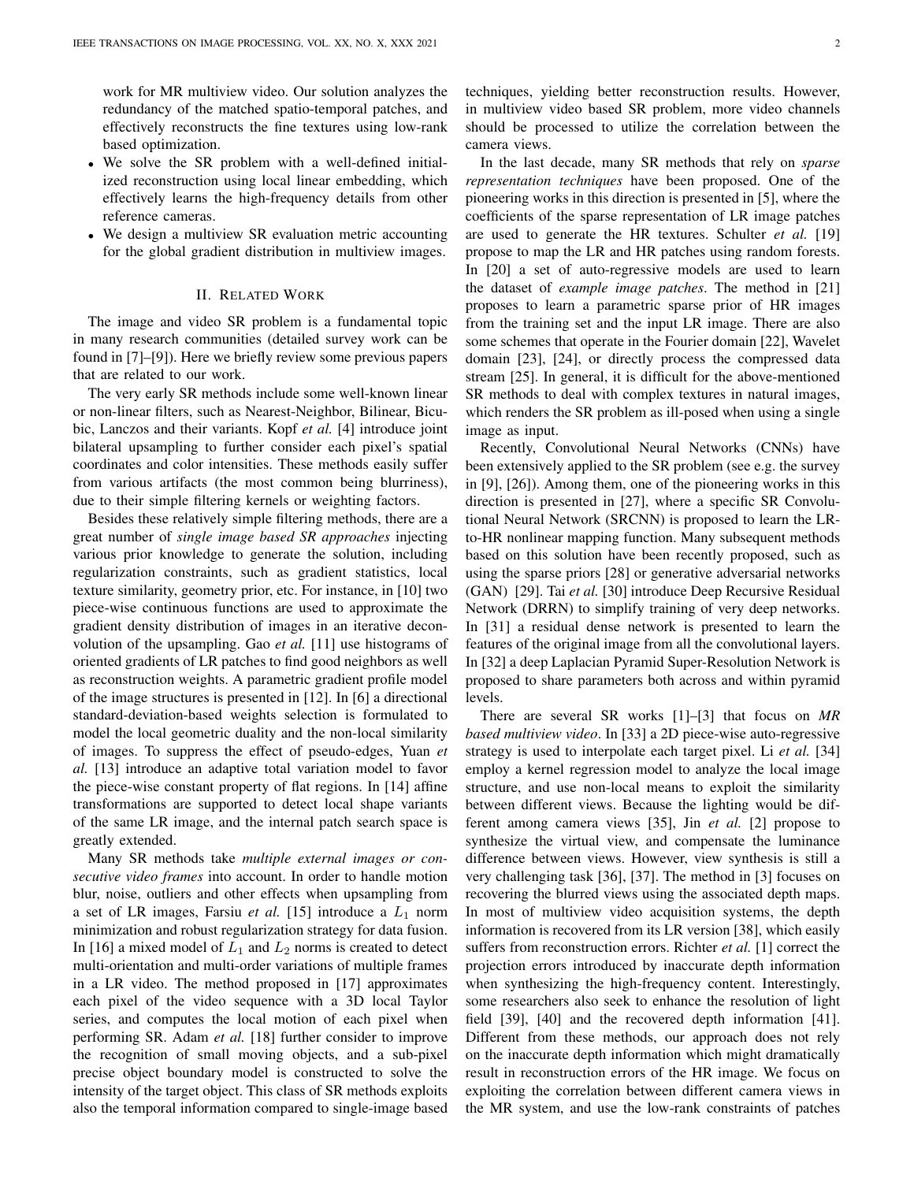work for MR multiview video. Our solution analyzes the redundancy of the matched spatio-temporal patches, and effectively reconstructs the fine textures using low-rank based optimization.

- We solve the SR problem with a well-defined initialized reconstruction using local linear embedding, which effectively learns the high-frequency details from other reference cameras.
- We design a multiview SR evaluation metric accounting for the global gradient distribution in multiview images.

## II. Related Work

The image and video SR problem is a fundamental topic in many research communities (detailed survey work can be found in [7]–[9]). Here we briefly review some previous papers that are related to our work.

The very early SR methods include some well-known linear or non-linear filters, such as Nearest-Neighbor, Bilinear, Bicubic, Lanczos and their variants. Kopf *et al.* [4] introduce joint bilateral upsampling to further consider each pixel's spatial coordinates and color intensities. These methods easily suffer from various artifacts (the most common being blurriness), due to their simple filtering kernels or weighting factors.

Besides these relatively simple filtering methods, there are a great number of *single image based SR approaches* injecting various prior knowledge to generate the solution, including regularization constraints, such as gradient statistics, local texture similarity, geometry prior, etc. For instance, in [10] two piece-wise continuous functions are used to approximate the gradient density distribution of images in an iterative deconvolution of the upsampling. Gao *et al.* [11] use histograms of oriented gradients of LR patches to find good neighbors as well as reconstruction weights. A parametric gradient profile model of the image structures is presented in [12]. In [6] a directional standard-deviation-based weights selection is formulated to model the local geometric duality and the non-local similarity of images. To suppress the effect of pseudo-edges, Yuan *et al.* [13] introduce an adaptive total variation model to favor the piece-wise constant property of flat regions. In [14] affine transformations are supported to detect local shape variants of the same LR image, and the internal patch search space is greatly extended.

Many SR methods take *multiple external images or consecutive video frames* into account. In order to handle motion blur, noise, outliers and other effects when upsampling from a set of LR images, Farsiu *et al.* [15] introduce a $L_1$ norm minimization and robust regularization strategy for data fusion. In [16] a mixed model of $L_1$ and $L_2$ norms is created to detect multi-orientation and multi-order variations of multiple frames in a LR video. The method proposed in [17] approximates each pixel of the video sequence with a 3D local Taylor series, and computes the local motion of each pixel when performing SR. Adam *et al.* [18] further consider to improve the recognition of small moving objects, and a sub-pixel precise object boundary model is constructed to solve the intensity of the target object. This class of SR methods exploits also the temporal information compared to single-image based techniques, yielding better reconstruction results. However, in multiview video based SR problem, more video channels should be processed to utilize the correlation between the camera views.

In the last decade, many SR methods that rely on *sparse representation techniques* have been proposed. One of the pioneering works in this direction is presented in [5], where the coefficients of the sparse representation of LR image patches are used to generate the HR textures. Schulter *et al.* [19] propose to map the LR and HR patches using random forests. In [20] a set of auto-regressive models are used to learn the dataset of *example image patches*. The method in [21] proposes to learn a parametric sparse prior of HR images from the training set and the input LR image. There are also some schemes that operate in the Fourier domain [22], Wavelet domain [23], [24], or directly process the compressed data stream [25]. In general, it is difficult for the above-mentioned SR methods to deal with complex textures in natural images, which renders the SR problem as ill-posed when using a single image as input.

Recently, Convolutional Neural Networks (CNNs) have been extensively applied to the SR problem (see e.g. the survey in [9], [26]). Among them, one of the pioneering works in this direction is presented in [27], where a specific SR Convolutional Neural Network (SRCNN) is proposed to learn the LR-to-HR nonlinear mapping function. Many subsequent methods based on this solution have been recently proposed, such as using the sparse priors [28] or generative adversarial networks (GAN) [29]. Tai *et al.* [30] introduce Deep Recursive Residual Network (DRRN) to simplify training of very deep networks. In [31] a residual dense network is presented to learn the features of the original image from all the convolutional layers. In [32] a deep Laplacian Pyramid Super-Resolution Network is proposed to share parameters both across and within pyramid levels.

There are several SR works [1]–[3] that focus on *MR based multiview video*. In [33] a 2D piece-wise auto-regressive strategy is used to interpolate each target pixel. Li *et al.* [34] employ a kernel regression model to analyze the local image structure, and use non-local means to exploit the similarity between different views. Because the lighting would be different among camera views [35], Jin *et al.* [2] propose to synthesize the virtual view, and compensate the luminance difference between views. However, view synthesis is still a very challenging task [36], [37]. The method in [3] focuses on recovering the blurred views using the associated depth maps. In most of multiview video acquisition systems, the depth information is recovered from its LR version [38], which easily suffers from reconstruction errors. Richter *et al.* [1] correct the projection errors introduced by inaccurate depth information when synthesizing the high-frequency content. Interestingly, some researchers also seek to enhance the resolution of light field [39], [40] and the recovered depth information [41]. Different from these methods, our approach does not rely on the inaccurate depth information which might dramatically result in reconstruction errors of the HR image. We focus on exploiting the correlation between different camera views in the MR system, and use the low-rank constraints of patches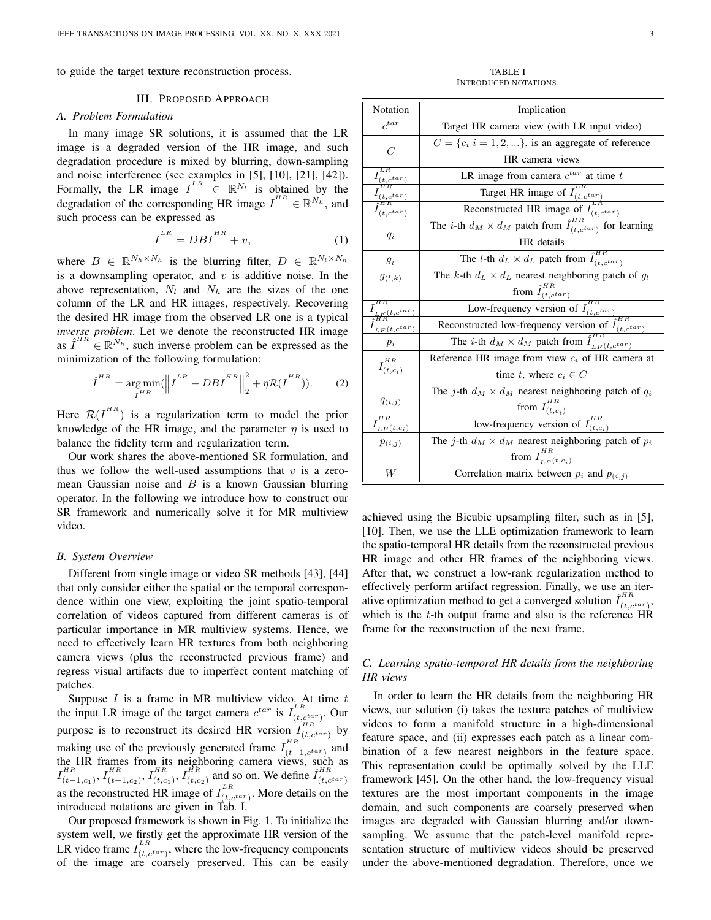to guide the target texture reconstruction process.

## III. Proposed Approach

### A. Problem Formulation

In many image SR solutions, it is assumed that the LR image is a degraded version of the HR image, and such degradation procedure is mixed by blurring, down-sampling and noise interference (see examples in [5], [10], [21], [42]). Formally, the LR image $I^{LR} \in \mathbb{R}^{N_l}$ is obtained by the degradation of the corresponding HR image $I^{HR} \in \mathbb{R}^{N_h}$, and such process can be expressed as

$$I^{LR} = DBI^{HR} + v, \tag{1}$$

where $B \in \mathbb{R}^{N_h \times N_h}$ is the blurring filter, $D \in \mathbb{R}^{N_l \times N_h}$ is a downsampling operator, and $v$ is additive noise. In the above representation, $N_l$ and $N_h$ are the sizes of the one column of the LR and HR images, respectively. Recovering the desired HR image from the observed LR one is a typical *inverse problem*. Let we denote the reconstructed HR image as $\hat{I}^{HR} \in \mathbb{R}^{N_h}$, such inverse problem can be expressed as the minimization of the following formulation:

$$\hat{I}^{HR} = \underset{I^{HR}}{\arg\min}(\left\| I^{LR} - DBI^{HR} \right\|_2^2 + \eta \mathcal{R}(I^{HR})). \tag{2}$$

Here $\mathcal{R}(I^{HR})$ is a regularization term to model the prior knowledge of the HR image, and the parameter $\eta$ is used to balance the fidelity term and regularization term.

Our work shares the above-mentioned SR formulation, and thus we follow the well-used assumptions that $v$ is a zero-mean Gaussian noise and $B$ is a known Gaussian blurring operator. In the following we introduce how to construct our SR framework and numerically solve it for MR multiview video.

### B. System Overview

Different from single image or video SR methods [43], [44] that only consider either the spatial or the temporal correspondence within one view, exploiting the joint spatio-temporal correlation of videos captured from different cameras is of particular importance in MR multiview systems. Hence, we need to effectively learn HR textures from both neighboring camera views (plus the reconstructed previous frame) and regress visual artifacts due to imperfect content matching of patches.

Suppose $I$ is a frame in MR multiview video. At time $t$ the input LR image of the target camera $c^{tar}$ is $I^{LR}_{(t,c^{tar})}$. Our purpose is to reconstruct its desired HR version $I^{HR}_{(t,c^{tar})}$ by making use of the previously generated frame $I^{HR}_{(t-1,c^{tar})}$ and the HR frames from its neighboring camera views, such as $I^{HR}_{(t-1,c_1)}$, $I^{HR}_{(t-1,c_2)}$, $I^{HR}_{(t,c_1)}$, $I^{HR}_{(t,c_2)}$ and so on. We define $\hat{I}^{HR}_{(t,c^{tar})}$ as the reconstructed HR image of $I^{LR}_{(t,c^{tar})}$. More details on the introduced notations are given in Tab. I.

Our proposed framework is shown in Fig. 1. To initialize the system well, we firstly get the approximate HR version of the LR video frame $I^{LR}_{(t,c^{tar})}$, where the low-frequency components of the image are coarsely preserved. This can be easily achieved using the Bicubic upsampling filter, such as in [5], [10]. Then, we use the LLE optimization framework to learn the spatio-temporal HR details from the reconstructed previous HR image and other HR frames of the neighboring views. After that, we construct a low-rank regularization method to effectively perform artifact regression. Finally, we use an iterative optimization method to get a converged solution $\hat{I}^{HR}_{(t,c^{tar})}$, which is the $t$-th output frame and also is the reference HR frame for the reconstruction of the next frame.

TABLE I
Introduced Notations.

| Notation | Implication |
|---|---|
| $c^{tar}$ | Target HR camera view (with LR input video) |
| $C$ | $C = \{c_i \mid i = 1, 2, ...\}$, is an aggregate of reference HR camera views |
| $I^{LR}_{(t,c^{tar})}$ | LR image from camera $c^{tar}$ at time $t$ |
| $I^{HR}_{(t,c^{tar})}$ | Target HR image of $I^{LR}_{(t,c^{tar})}$ |
| $\hat{I}^{HR}_{(t,c^{tar})}$ | Reconstructed HR image of $I^{LR}_{(t,c^{tar})}$ |
| $q_i$ | The $i$-th $d_M \times d_M$ patch from $\hat{I}^{HR}_{(t,c^{tar})}$ for learning HR details |
| $g_l$ | The $l$-th $d_L \times d_L$ patch from $\hat{I}^{HR}_{(t,c^{tar})}$ |
| $g_{(l,k)}$ | The $k$-th $d_L \times d_L$ nearest neighboring patch of $g_l$ from $\hat{I}^{HR}_{(t,c^{tar})}$ |
| $I^{HR}_{LF(t,c^{tar})}$ | Low-frequency version of $I^{HR}_{(t,c^{tar})}$ |
| $\hat{I}^{HR}_{LF(t,c^{tar})}$ | Reconstructed low-frequency version of $\hat{I}^{HR}_{(t,c^{tar})}$ |
| $p_i$ | The $i$-th $d_M \times d_M$ patch from $\hat{I}^{HR}_{LF(t,c^{tar})}$ |
| $I^{HR}_{(t,c_i)}$ | Reference HR image from view $c_i$ of HR camera at time $t$, where $c_i \in C$ |
| $q_{(i,j)}$ | The $j$-th $d_M \times d_M$ nearest neighboring patch of $q_i$ from $I^{HR}_{(t,c_i)}$ |
| $I^{HR}_{LF(t,c_i)}$ | low-frequency version of $I^{HR}_{(t,c_i)}$ |
| $p_{(i,j)}$ | The $j$-th $d_M \times d_M$ nearest neighboring patch of $p_i$ from $I^{HR}_{LF(t,c_i)}$ |
| $W$ | Correlation matrix between $p_i$ and $p_{(i,j)}$ |

### C. Learning spatio-temporal HR details from the neighboring HR views

In order to learn the HR details from the neighboring HR views, our solution (i) takes the texture patches of multiview videos to form a manifold structure in a high-dimensional feature space, and (ii) expresses each patch as a linear combination of a few nearest neighbors in the feature space. This representation could be optimally solved by the LLE framework [45]. On the other hand, the low-frequency visual textures are the most important components in the image domain, and such components are coarsely preserved when images are degraded with Gaussian blurring and/or down-sampling. We assume that the patch-level manifold representation structure of multiview videos should be preserved under the above-mentioned degradation. Therefore, once we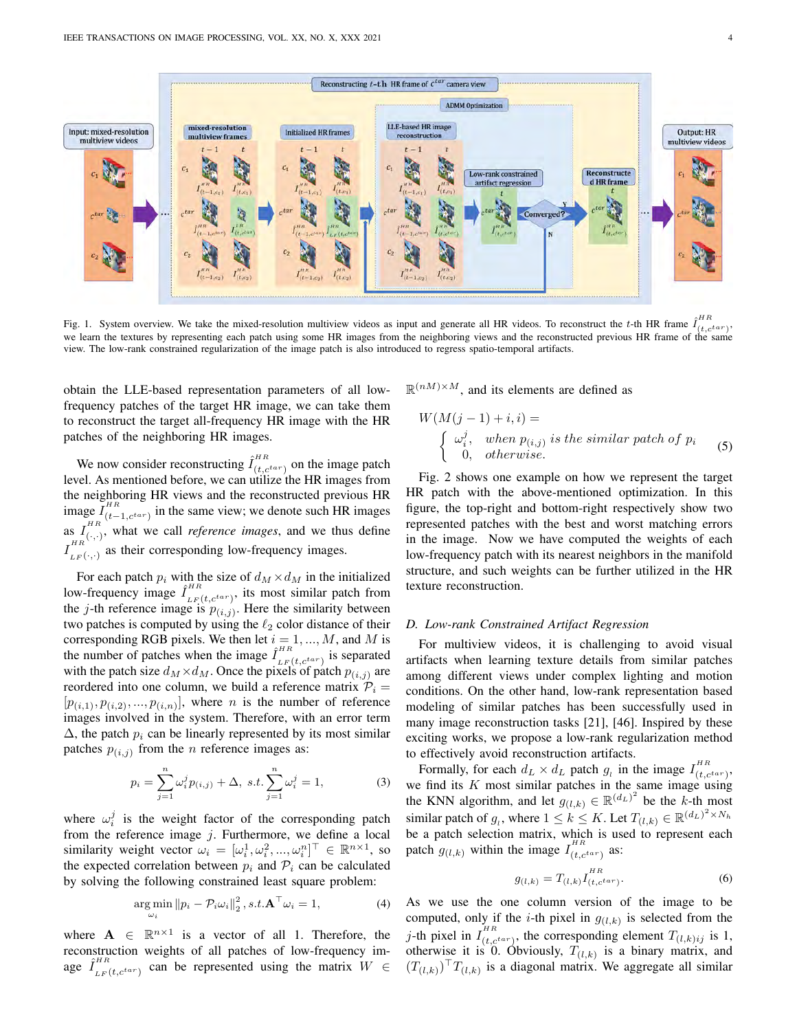Fig. 1. System overview. We take the mixed-resolution multiview videos as input and generate all HR videos. To reconstruct the $t$-th HR frame $\hat{I}^{HR}_{(t,c^{tar})}$, we learn the textures by representing each patch using some HR images from the neighboring views and the reconstructed previous HR frame of the same view. The low-rank constrained regularization of the image patch is also introduced to regress spatio-temporal artifacts.

obtain the LLE-based representation parameters of all low-frequency patches of the target HR image, we can take them to reconstruct the target all-frequency HR image with the HR patches of the neighboring HR images.

We now consider reconstructing $\hat{I}^{HR}_{(t,c^{tar})}$ on the image patch level. As mentioned before, we can utilize the HR images from the neighboring HR views and the reconstructed previous HR image $I^{HR}_{(t-1,c^{tar})}$ in the same view; we denote such HR images as $I^{HR}_{(\cdot,\cdot)}$, what we call *reference images*, and we thus define $I^{HR}_{LF(\cdot,\cdot)}$ as their corresponding low-frequency images.

For each patch $p_i$ with the size of $d_M \times d_M$ in the initialized low-frequency image $\hat{I}^{HR}_{LF(t,c^{tar})}$, its most similar patch from the $j$-th reference image is $p_{(i,j)}$. Here the similarity between two patches is computed by using the $\ell_2$ color distance of their corresponding RGB pixels. We then let $i = 1, ..., M$, and $M$ is the number of patches when the image $\hat{I}^{HR}_{LF(t,c^{tar})}$ is separated with the patch size $d_M \times d_M$. Once the pixels of patch $p_{(i,j)}$ are reordered into one column, we build a reference matrix $\mathcal{P}_i = [p_{(i,1)}, p_{(i,2)}, ..., p_{(i,n)}]$, where $n$ is the number of reference images involved in the system. Therefore, with an error term $\Delta$, the patch $p_i$ can be linearly represented by its most similar patches $p_{(i,j)}$ from the $n$ reference images as:

$$p_i = \sum_{j=1}^{n} \omega_i^j p_{(i,j)} + \Delta, \ s.t. \sum_{j=1}^{n} \omega_i^j = 1, \tag{3}$$

where $\omega_i^j$ is the weight factor of the corresponding patch from the reference image $j$. Furthermore, we define a local similarity weight vector $\omega_i = [\omega_i^1, \omega_i^2, ..., \omega_i^n]^\top \in \mathbb{R}^{n \times 1}$, so the expected correlation between $p_i$ and $\mathcal{P}_i$ can be calculated by solving the following constrained least square problem:

$$\arg\min_{\omega_i} \|p_i - \mathcal{P}_i \omega_i\|_2^2, s.t. \mathbf{A}^\top \omega_i = 1, \tag{4}$$

where $\mathbf{A} \in \mathbb{R}^{n \times 1}$ is a vector of all 1. Therefore, the reconstruction weights of all patches of low-frequency image $\hat{I}^{HR}_{LF(t,c^{tar})}$ can be represented using the matrix $W \in \mathbb{R}^{(nM) \times M}$, and its elements are defined as

$$W(M(j-1)+i, i) = \begin{cases} \omega_i^j, & when\ p_{(i,j)}\ is\ the\ similar\ patch\ of\ p_i \\ 0, & otherwise. \end{cases} \tag{5}$$

Fig. 2 shows one example on how we represent the target HR patch with the above-mentioned optimization. In this figure, the top-right and bottom-right respectively show two represented patches with the best and worst matching errors in the image. Now we have computed the weights of each low-frequency patch with its nearest neighbors in the manifold structure, and such weights can be further utilized in the HR texture reconstruction.

### D. Low-rank Constrained Artifact Regression

For multiview videos, it is challenging to avoid visual artifacts when learning texture details from similar patches among different views under complex lighting and motion conditions. On the other hand, low-rank representation based modeling of similar patches has been successfully used in many image reconstruction tasks [21], [46]. Inspired by these exciting works, we propose a low-rank regularization method to effectively avoid reconstruction artifacts.

Formally, for each $d_L \times d_L$ patch $g_l$ in the image $I^{HR}_{(t,c^{tar})}$, we find its $K$ most similar patches in the same image using the KNN algorithm, and let $g_{(l,k)} \in \mathbb{R}^{(d_L)^2}$ be the $k$-th most similar patch of $g_l$, where $1 \leq k \leq K$. Let $T_{(l,k)} \in \mathbb{R}^{(d_L)^2 \times N_h}$ be a patch selection matrix, which is used to represent each patch $g_{(l,k)}$ within the image $I^{HR}_{(t,c^{tar})}$ as:

$$g_{(l,k)} = T_{(l,k)} I^{HR}_{(t,c^{tar})}. \tag{6}$$

As we use the one column version of the image to be computed, only if the $i$-th pixel in $g_{(l,k)}$ is selected from the $j$-th pixel in $I^{HR}_{(t,c^{tar})}$, the corresponding element $T_{(l,k)ij}$ is 1, otherwise it is 0. Obviously, $T_{(l,k)}$ is a binary matrix, and $(T_{(l,k)})^\top T_{(l,k)}$ is a diagonal matrix. We aggregate all similar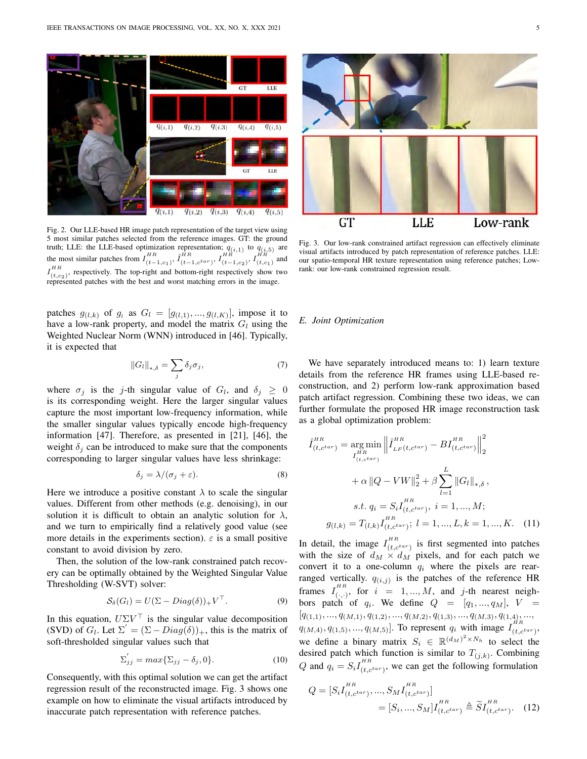Fig. 2. Our LLE-based HR image patch representation of the target view using 5 most similar patches selected from the reference images. GT: the ground truth; LLE: the LLE-based optimization representation; $q_{(i,1)}$ to $q_{(i,5)}$ are the most similar patches from $I^{HR}_{(t-1,c_1)}$, $\hat{I}^{HR}_{(t-1,c^{tar})}$, $I^{HR}_{(t-1,c_2)}$, $I^{HR}_{(t,c_1)}$ and $I^{HR}_{(t,c_2)}$, respectively. The top-right and bottom-right respectively show two represented patches with the best and worst matching errors in the image.

Fig. 3. Our low-rank constrained artifact regression can effectively eliminate visual artifacts introduced by patch representation of reference patches. LLE: our spatio-temporal HR texture representation using reference patches; Low-rank: our low-rank constrained regression result.

patches $g_{(l,k)}$ of $g_l$ as $G_l = [g_{(l,1)}, ..., g_{(l,K)}]$, impose it to have a low-rank property, and model the matrix $G_l$ using the Weighted Nuclear Norm (WNN) introduced in [46]. Typically, it is expected that

$$\|G_l\|_{*,\delta} = \sum_j \delta_j \sigma_j, \tag{7}$$

where $\sigma_j$ is the $j$-th singular value of $G_l$, and $\delta_j \geq 0$ is its corresponding weight. Here the larger singular values capture the most important low-frequency information, while the smaller singular values typically encode high-frequency information [47]. Therefore, as presented in [21], [46], the weight $\delta_j$ can be introduced to make sure that the components corresponding to larger singular values have less shrinkage:

$$\delta_j = \lambda/(\sigma_j + \varepsilon). \tag{8}$$

Here we introduce a positive constant $\lambda$ to scale the singular values. Different from other methods (e.g. denoising), in our solution it is difficult to obtain an analytic solution for $\lambda$, and we turn to empirically find a relatively good value (see more details in the experiments section). $\varepsilon$ is a small positive constant to avoid division by zero.

Then, the solution of the low-rank constrained patch recovery can be optimally obtained by the Weighted Singular Value Thresholding (W-SVT) solver:

$$\mathcal{S}_\delta(G_l) = U(\Sigma - Diag(\delta))_+ V^\top. \tag{9}$$

In this equation, $U\Sigma V^\top$ is the singular value decomposition (SVD) of $G_l$. Let $\Sigma^{'} = (\Sigma - Diag(\delta))_+$, this is the matrix of soft-thresholded singular values such that

$$\Sigma^{'}_{jj} = max\{\Sigma_{jj} - \delta_j, 0\}. \tag{10}$$

Consequently, with this optimal solution we can get the artifact regression result of the reconstructed image. Fig. 3 shows one example on how to eliminate the visual artifacts introduced by inaccurate patch representation with reference patches.

### E. Joint Optimization

We have separately introduced means to: 1) learn texture details from the reference HR frames using LLE-based reconstruction, and 2) perform low-rank approximation based patch artifact regression. Combining these two ideas, we can further formulate the proposed HR image reconstruction task as a global optimization problem:

$$\begin{aligned}
\hat{I}^{HR}_{(t,c^{tar})} = \underset{I^{HR}_{(t,c^{tar})}}{\arg\min} & \left\| \hat{I}^{HR}_{LF(t,c^{tar})} - BI^{HR}_{(t,c^{tar})} \right\|_2^2 \\
& + \alpha \|Q - VW\|_2^2 + \beta \sum_{l=1}^{L} \|G_l\|_{*,\delta}, \\
& s.t.\ q_i = S_i I^{HR}_{(t,c^{tar})},\ i = 1, ..., M; \\
& g_{(l,k)} = T_{(l,k)} I^{HR}_{(t,c^{tar})};\ l = 1, ..., L, k = 1, ..., K.
\end{aligned} \tag{11}$$

In detail, the image $I^{HR}_{(t,c^{tar})}$ is first segmented into patches with the size of $d_M \times d_M$ pixels, and for each patch we convert it to a one-column $q_i$ where the pixels are rearranged vertically. $q_{(i,j)}$ is the patches of the reference HR frames $I^{HR}_{(\cdot,\cdot)}$, for $i = 1, ..., M$, and $j$-th nearest neighbors patch of $q_i$. We define $Q = [q_1, ..., q_M]$, $V = [q_{(1,1)}, ..., q_{(M,1)}, q_{(1,2)}, ..., q_{(M,2)}, q_{(1,3)}, ..., q_{(M,3)}, q_{(1,4)}, ..., q_{(M,4)}, q_{(1,5)}, ..., q_{(M,5)}]$. To represent $q_i$ with image $I^{HR}_{(t,c^{tar})}$, we define a binary matrix $S_i \in \mathbb{R}^{(d_M)^2 \times N_h}$ to select the desired patch which function is similar to $T_{(j,k)}$. Combining $Q$ and $q_i = S_i I^{HR}_{(t,c^{tar})}$, we can get the following formulation

$$\begin{aligned}
Q &= [S_i I^{HR}_{(t,c^{tar})}, ..., S_M I^{HR}_{(t,c^{tar})}] \\
&= [S_i, ..., S_M] I^{HR}_{(t,c^{tar})} \triangleq \widetilde{S} I^{HR}_{(t,c^{tar})}.
\end{aligned} \tag{12}$$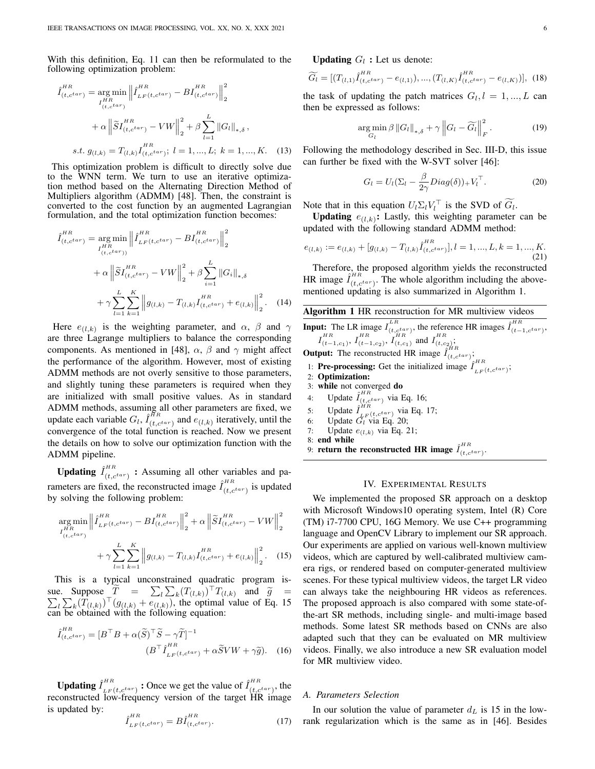With this definition, Eq. 11 can then be reformulated to the following optimization problem:

$$\hat{I}^{HR}_{(t,c^{tar})} = \underset{I^{HR}_{(t,c^{tar})}}{\arg\min} \left\| \hat{I}^{HR}_{LF(t,c^{tar})} - B I^{HR}_{(t,c^{tar})} \right\|_2^2 + \alpha \left\| \widetilde{S} I^{HR}_{(t,c^{tar})} - VW \right\|_2^2 + \beta \sum_{l=1}^{L} \|G_l\|_{*,\delta},$$

$$s.t.\ g_{(l,k)} = T_{(l,k)} I^{HR}_{(t,c^{tar})};\ l = 1, ..., L;\ k = 1, ..., K. \quad (13)$$

This optimization problem is difficult to directly solve due to the WNN term. We turn to use an iterative optimization method based on the Alternating Direction Method of Multipliers algorithm (ADMM) [48]. Then, the constraint is converted to the cost function by an augmented Lagrangian formulation, and the total optimization function becomes:

$$\hat{I}^{HR}_{(t,c^{tar})} = \underset{I^{HR}_{(t,c^{tar}))}}{\arg\min} \left\| \hat{I}^{HR}_{LF(t,c^{tar})} - B I^{HR}_{(t,c^{tar})} \right\|_2^2 + \alpha \left\| \widetilde{S} I^{HR}_{(t,c^{tar})} - VW \right\|_2^2 + \beta \sum_{i=1}^{L} \|G_i\|_{*,\delta} + \gamma \sum_{l=1}^{L} \sum_{k=1}^{K} \left\| g_{(l,k)} - T_{(l,k)} I^{HR}_{(t,c^{tar})} + e_{(l,k)} \right\|_2^2. \quad (14)$$

Here $e_{(l,k)}$ is the weighting parameter, and $\alpha$, $\beta$ and $\gamma$ are three Lagrange multipliers to balance the corresponding components. As mentioned in [48], $\alpha$, $\beta$ and $\gamma$ might affect the performance of the algorithm. However, most of existing ADMM methods are not overly sensitive to those parameters, and slightly tuning these parameters is required when they are initialized with small positive values. As in standard ADMM methods, assuming all other parameters are fixed, we update each variable $G_l$, $\hat{I}^{HR}_{(t,c^{tar})}$ and $e_{(l,k)}$ iteratively, until the convergence of the total function is reached. Now we present the details on how to solve our optimization function with the ADMM pipeline.

**Updating $\hat{I}^{HR}_{(t,c^{tar})}$ :** Assuming all other variables and parameters are fixed, the reconstructed image $\hat{I}^{HR}_{(t,c^{tar})}$ is updated by solving the following problem:

$$\underset{I^{HR}_{(t,c^{tar})}}{\arg\min} \left\| \hat{I}^{HR}_{LF(t,c^{tar})} - B I^{HR}_{(t,c^{tar})} \right\|_2^2 + \alpha \left\| \widetilde{S} I^{HR}_{(t,c^{tar})} - VW \right\|_2^2 + \gamma \sum_{l=1}^{L} \sum_{k=1}^{K} \left\| g_{(l,k)} - T_{(l,k)} I^{HR}_{(t,c^{tar})} + e_{(l,k)} \right\|_2^2. \quad (15)$$

This is a typical unconstrained quadratic program issue. Suppose $\widetilde{T} = \sum_l \sum_k (T_{(l,k)})^\top T_{(l,k)}$ and $\widetilde{g} = \sum_l \sum_k (T_{(l,k)})^\top (g_{(l,k)} + e_{(l,k)})$, the optimal value of Eq. 15 can be obtained with the following equation:

$$\hat{I}^{HR}_{(t,c^{tar})} = [B^\top B + \alpha (\widetilde{S})^\top \widetilde{S} - \gamma \widetilde{T}]^{-1} (B^\top \hat{I}^{HR}_{LF(t,c^{tar})} + \alpha \widetilde{S} VW + \gamma \widetilde{g}). \quad (16)$$

**Updating $\hat{I}^{HR}_{LF(t,c^{tar})}$ :** Once we get the value of $\hat{I}^{HR}_{(t,c^{tar})}$, the reconstructed low-frequency version of the target HR image is updated by:

$$\hat{I}^{HR}_{LF(t,c^{tar})} = B \hat{I}^{HR}_{(t,c^{tar})}. \quad (17)$$

**Updating $G_l$ :** Let us denote:

$$\widetilde{G_l} = [(T_{(l,1)} \hat{I}^{HR}_{(t,c^{tar})} - e_{(l,1)}), ..., (T_{(l,K)} \hat{I}^{HR}_{(t,c^{tar})} - e_{(l,K)})], \quad (18)$$

the task of updating the patch matrices $G_l, l = 1, ..., L$ can then be expressed as follows:

$$\underset{G_l}{\arg\min}\ \beta \|G_l\|_{*,\delta} + \gamma \left\| G_l - \widetilde{G_l} \right\|_F^2. \quad (19)$$

Following the methodology described in Sec. III-D, this issue can further be fixed with the W-SVT solver [46]:

$$G_l = U_l (\Sigma_l - \frac{\beta}{2\gamma} Diag(\delta))_+ V_l^\top. \quad (20)$$

Note that in this equation $U_l \Sigma_l V_l^\top$ is the SVD of $\widetilde{G_l}$.

**Updating $e_{(l,k)}$:** Lastly, this weighting parameter can be updated with the following standard ADMM method:

$$e_{(l,k)} := e_{(l,k)} + [g_{(l,k)} - T_{(l,k)} \hat{I}^{HR}_{(t,c^{tar})}], l = 1, ..., L, k = 1, ..., K. \quad (21)$$

Therefore, the proposed algorithm yields the reconstructed HR image $\hat{I}^{HR}_{(t,c^{tar})}$. The whole algorithm including the above-mentioned updating is also summarized in Algorithm 1.

---

**Algorithm 1** HR reconstruction for MR multiview videos

**Input:** The LR image $I^{LR}_{(t,c^{tar})}$, the reference HR images $\hat{I}^{HR}_{(t-1,c^{tar})}$, $I^{HR}_{(t-1,c_1)}$, $I^{HR}_{(t-1,c_2)}$, $I^{HR}_{(t,c_1)}$ and $I^{HR}_{(t,c_2)}$;

**Output:** The reconstructed HR image $\hat{I}^{HR}_{(t,c^{tar})}$;

1: **Pre-processing:** Get the initialized image $\hat{I}^{HR}_{LF(t,c^{tar})}$;
2: **Optimization:**
3: **while** not converged **do**
4: &nbsp;&nbsp;&nbsp;&nbsp;Update $\hat{I}^{HR}_{(t,c^{tar})}$ via Eq. 16;
5: &nbsp;&nbsp;&nbsp;&nbsp;Update $\hat{I}^{HR}_{LF(t,c^{tar})}$ via Eq. 17;
6: &nbsp;&nbsp;&nbsp;&nbsp;Update $G_l$ via Eq. 20;
7: &nbsp;&nbsp;&nbsp;&nbsp;Update $e_{(l,k)}$ via Eq. 21;
8: **end while**
9: **return the reconstructed HR image** $\hat{I}^{HR}_{(t,c^{tar})}$.

---

## IV. EXPERIMENTAL RESULTS

We implemented the proposed SR approach on a desktop with Microsoft Windows10 operating system, Intel (R) Core (TM) i7-7700 CPU, 16G Memory. We use C++ programming language and OpenCV Library to implement our SR approach. Our experiments are applied on various well-known multiview videos, which are captured by well-calibrated multiview camera rigs, or rendered based on computer-generated multiview scenes. For these typical multiview videos, the target LR video can always take the neighbouring HR videos as references. The proposed approach is also compared with some state-of-the-art SR methods, including single- and multi-image based methods. Some latest SR methods based on CNNs are also adapted such that they can be evaluated on MR multiview videos. Finally, we also introduce a new SR evaluation model for MR multiview video.

### A. Parameters Selection

In our solution the value of parameter $d_L$ is 15 in the low-rank regularization which is the same as in [46]. Besides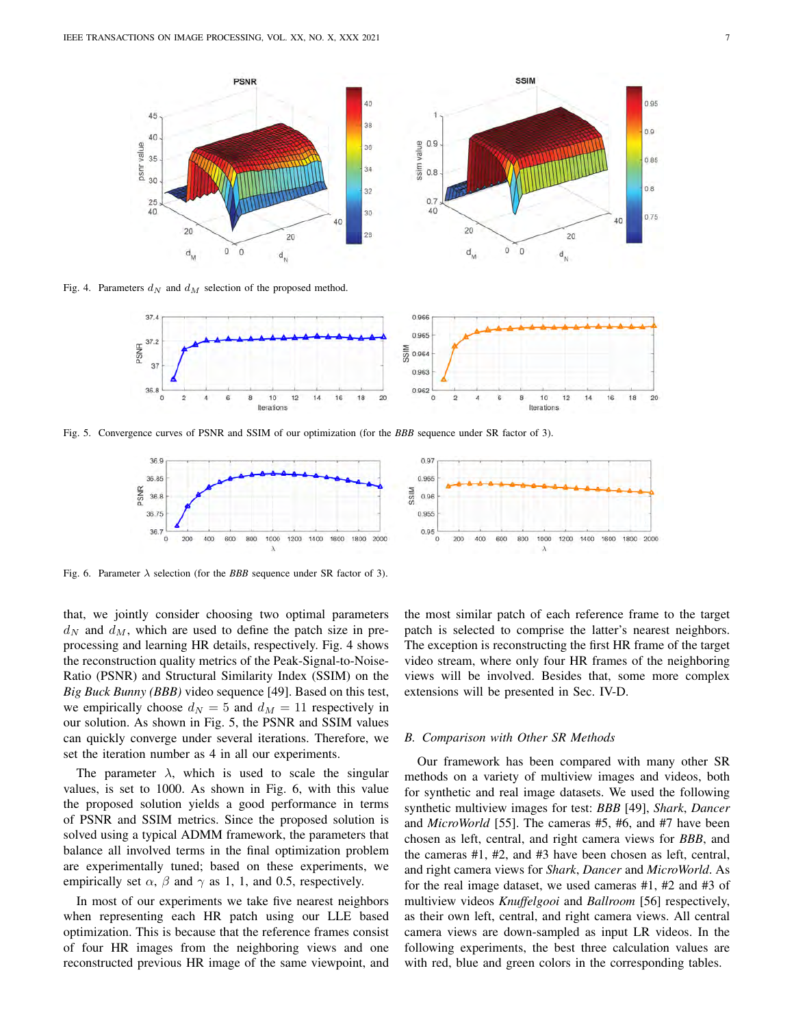Fig. 4. Parameters $d_N$ and $d_M$ selection of the proposed method.

Fig. 5. Convergence curves of PSNR and SSIM of our optimization (for the ***BBB*** sequence under SR factor of 3).

Fig. 6. Parameter $\lambda$ selection (for the ***BBB*** sequence under SR factor of 3).

that, we jointly consider choosing two optimal parameters $d_N$ and $d_M$, which are used to define the patch size in pre-processing and learning HR details, respectively. Fig. 4 shows the reconstruction quality metrics of the Peak-Signal-to-Noise-Ratio (PSNR) and Structural Similarity Index (SSIM) on the *Big Buck Bunny (BBB)* video sequence [49]. Based on this test, we empirically choose $d_N = 5$ and $d_M = 11$ respectively in our solution. As shown in Fig. 5, the PSNR and SSIM values can quickly converge under several iterations. Therefore, we set the iteration number as 4 in all our experiments.

The parameter $\lambda$, which is used to scale the singular values, is set to 1000. As shown in Fig. 6, with this value the proposed solution yields a good performance in terms of PSNR and SSIM metrics. Since the proposed solution is solved using a typical ADMM framework, the parameters that balance all involved terms in the final optimization problem are experimentally tuned; based on these experiments, we empirically set $\alpha$, $\beta$ and $\gamma$ as 1, 1, and 0.5, respectively.

In most of our experiments we take five nearest neighbors when representing each HR patch using our LLE based optimization. This is because that the reference frames consist of four HR images from the neighboring views and one reconstructed previous HR image of the same viewpoint, and the most similar patch of each reference frame to the target patch is selected to comprise the latter's nearest neighbors. The exception is reconstructing the first HR frame of the target video stream, where only four HR frames of the neighboring views will be involved. Besides that, some more complex extensions will be presented in Sec. IV-D.

### *B. Comparison with Other SR Methods*

Our framework has been compared with many other SR methods on a variety of multiview images and videos, both for synthetic and real image datasets. We used the following synthetic multiview images for test: *BBB* [49], *Shark*, *Dancer* and *MicroWorld* [55]. The cameras #5, #6, and #7 have been chosen as left, central, and right camera views for *BBB*, and the cameras #1, #2, and #3 have been chosen as left, central, and right camera views for *Shark*, *Dancer* and *MicroWorld*. As for the real image dataset, we used cameras #1, #2 and #3 of multiview videos *Knuffelgooi* and *Ballroom* [56] respectively, as their own left, central, and right camera views. All central camera views are down-sampled as input LR videos. In the following experiments, the best three calculation values are with red, blue and green colors in the corresponding tables.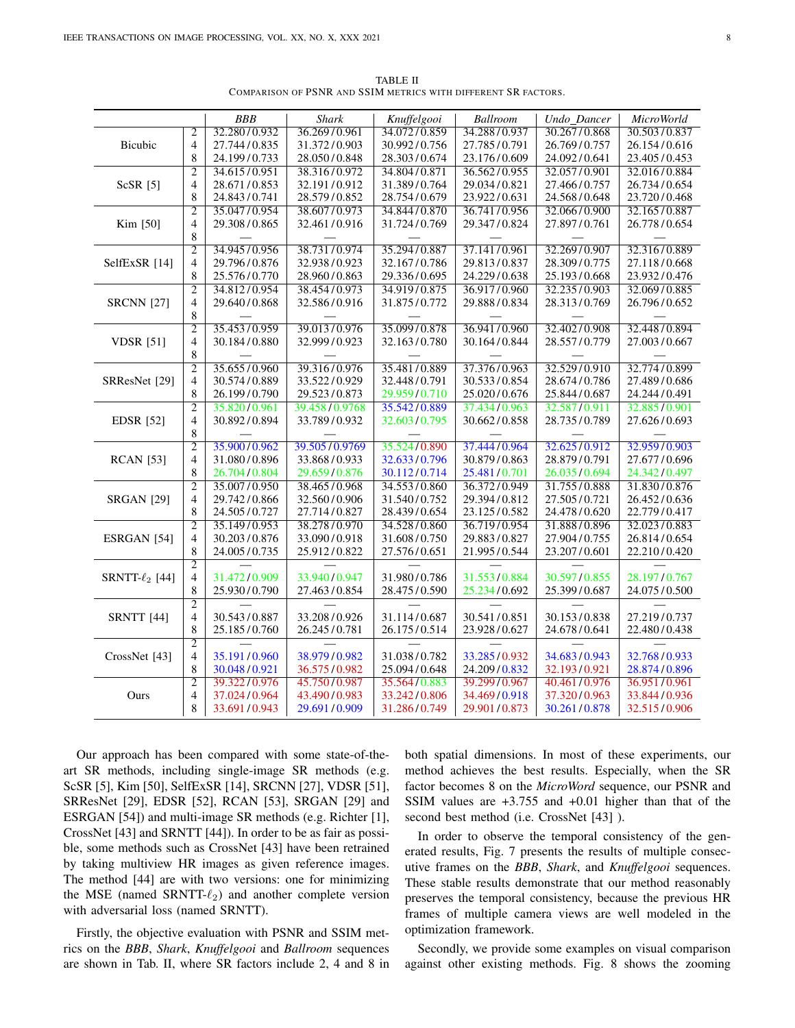TABLE II
COMPARISON OF PSNR AND SSIM METRICS WITH DIFFERENT SR FACTORS.

| | | *BBB* | *Shark* | *Knuffelgooi* | *Ballroom* | *Undo_Dancer* | *MicroWorld* |
|---|---|---|---|---|---|---|---|
| Bicubic | 2 | 32.280 / 0.932 | 36.269 / 0.961 | 34.072 / 0.859 | 34.288 / 0.937 | 30.267 / 0.868 | 30.503 / 0.837 |
| | 4 | 27.744 / 0.835 | 31.372 / 0.903 | 30.992 / 0.756 | 27.785 / 0.791 | 26.769 / 0.757 | 26.154 / 0.616 |
| | 8 | 24.199 / 0.733 | 28.050 / 0.848 | 28.303 / 0.674 | 23.176 / 0.609 | 24.092 / 0.641 | 23.405 / 0.453 |
| ScSR [5] | 2 | 34.615 / 0.951 | 38.316 / 0.972 | 34.804 / 0.871 | 36.562 / 0.955 | 32.057 / 0.901 | 32.016 / 0.884 |
| | 4 | 28.671 / 0.853 | 32.191 / 0.912 | 31.389 / 0.764 | 29.034 / 0.821 | 27.466 / 0.757 | 26.734 / 0.654 |
| | 8 | 24.843 / 0.741 | 28.579 / 0.852 | 28.754 / 0.679 | 23.922 / 0.631 | 24.568 / 0.648 | 23.720 / 0.468 |
| Kim [50] | 2 | 35.047 / 0.954 | 38.607 / 0.973 | 34.844 / 0.870 | 36.741 / 0.956 | 32.066 / 0.900 | 32.165 / 0.887 |
| | 4 | 29.308 / 0.865 | 32.461 / 0.916 | 31.724 / 0.769 | 29.347 / 0.824 | 27.897 / 0.761 | 26.778 / 0.654 |
| | 8 | — | — | — | — | — | — |
| SelfExSR [14] | 2 | 34.945 / 0.956 | 38.731 / 0.974 | 35.294 / 0.887 | 37.141 / 0.961 | 32.269 / 0.907 | 32.316 / 0.889 |
| | 4 | 29.796 / 0.876 | 32.938 / 0.923 | 32.167 / 0.786 | 29.813 / 0.837 | 28.309 / 0.775 | 27.118 / 0.668 |
| | 8 | 25.576 / 0.770 | 28.960 / 0.863 | 29.336 / 0.695 | 24.229 / 0.638 | 25.193 / 0.668 | 23.932 / 0.476 |
| SRCNN [27] | 2 | 34.812 / 0.954 | 38.454 / 0.973 | 34.919 / 0.875 | 36.917 / 0.960 | 32.235 / 0.903 | 32.069 / 0.885 |
| | 4 | 29.640 / 0.868 | 32.586 / 0.916 | 31.875 / 0.772 | 29.888 / 0.834 | 28.313 / 0.769 | 26.796 / 0.652 |
| | 8 | — | — | — | — | — | — |
| VDSR [51] | 2 | 35.453 / 0.959 | 39.013 / 0.976 | 35.099 / 0.878 | 36.941 / 0.960 | 32.402 / 0.908 | 32.448 / 0.894 |
| | 4 | 30.184 / 0.880 | 32.999 / 0.923 | 32.163 / 0.780 | 30.164 / 0.844 | 28.557 / 0.779 | 27.003 / 0.667 |
| | 8 | — | — | — | — | — | — |
| SRResNet [29] | 2 | 35.655 / 0.960 | 39.316 / 0.976 | 35.481 / 0.889 | 37.376 / 0.963 | 32.529 / 0.910 | 32.774 / 0.899 |
| | 4 | 30.574 / 0.889 | 33.522 / 0.929 | 32.448 / 0.791 | 30.533 / 0.854 | 28.674 / 0.786 | 27.489 / 0.686 |
| | 8 | 26.199 / 0.790 | 29.523 / 0.873 | 29.959 / 0.710 | 25.020 / 0.676 | 25.844 / 0.687 | 24.244 / 0.491 |
| EDSR [52] | 2 | 35.820 / 0.961 | 39.458 / 0.9768 | 35.542 / 0.889 | 37.434 / 0.963 | 32.587 / 0.911 | 32.885 / 0.901 |
| | 4 | 30.892 / 0.894 | 33.789 / 0.932 | 32.603 / 0.795 | 30.662 / 0.858 | 28.735 / 0.789 | 27.626 / 0.693 |
| | 8 | — | — | — | — | — | — |
| RCAN [53] | 2 | 35.900 / 0.962 | 39.505 / 0.9769 | 35.524 / 0.890 | 37.444 / 0.964 | 32.625 / 0.912 | 32.959 / 0.903 |
| | 4 | 31.080 / 0.896 | 33.868 / 0.933 | 32.633 / 0.796 | 30.879 / 0.863 | 28.879 / 0.791 | 27.677 / 0.696 |
| | 8 | 26.704 / 0.804 | 29.659 / 0.876 | 30.112 / 0.714 | 25.481 / 0.701 | 26.035 / 0.694 | 24.342 / 0.497 |
| SRGAN [29] | 2 | 34.465 / 0.950 | 38.465 / 0.968 | 34.553 / 0.860 | 36.372 / 0.949 | 31.755 / 0.888 | 31.830 / 0.876 |
| | 4 | 29.742 / 0.866 | 32.560 / 0.906 | 31.540 / 0.752 | 29.394 / 0.812 | 27.505 / 0.721 | 26.452 / 0.636 |
| | 8 | 24.505 / 0.727 | 27.714 / 0.827 | 28.439 / 0.654 | 23.125 / 0.582 | 24.478 / 0.620 | 22.779 / 0.417 |
| ESRGAN [54] | 2 | 35.149 / 0.953 | 38.278 / 0.970 | 34.528 / 0.860 | 36.719 / 0.954 | 31.888 / 0.896 | 32.023 / 0.883 |
| | 4 | 30.203 / 0.876 | 33.090 / 0.918 | 31.608 / 0.750 | 29.883 / 0.827 | 27.904 / 0.755 | 26.814 / 0.654 |
| | 8 | 24.005 / 0.735 | 25.912 / 0.822 | 27.576 / 0.651 | 21.995 / 0.544 | 23.207 / 0.601 | 22.210 / 0.420 |
| SRNTT-$\ell_2$ [44] | 2 | — | — | — | — | — | — |
| | 4 | 31.472 / 0.909 | 33.940 / 0.947 | 31.980 / 0.786 | 31.553 / 0.884 | 30.597 / 0.855 | 28.197 / 0.767 |
| | 8 | 25.930 / 0.790 | 27.463 / 0.854 | 28.475 / 0.590 | 25.234 / 0.692 | 25.399 / 0.687 | 24.075 / 0.500 |
| SRNTT [44] | 2 | — | — | — | — | — | — |
| | 4 | 30.543 / 0.887 | 33.208 / 0.926 | 31.114 / 0.687 | 30.541 / 0.851 | 30.153 / 0.838 | 27.219 / 0.737 |
| | 8 | 25.185 / 0.760 | 26.245 / 0.781 | 26.175 / 0.514 | 23.928 / 0.627 | 24.678 / 0.641 | 22.480 / 0.438 |
| CrossNet [43] | 2 | — | — | — | — | — | — |
| | 4 | 35.191 / 0.960 | 38.979 / 0.982 | 31.038 / 0.782 | 33.285 / 0.932 | 34.683 / 0.943 | 32.768 / 0.933 |
| | 8 | 30.048 / 0.921 | 36.575 / 0.982 | 25.094 / 0.648 | 24.209 / 0.832 | 32.193 / 0.921 | 28.874 / 0.896 |
| Ours | 2 | 39.322 / 0.976 | 45.750 / 0.987 | 35.564 / 0.883 | 39.299 / 0.967 | 40.461 / 0.976 | 36.951 / 0.961 |
| | 4 | 37.024 / 0.964 | 43.490 / 0.983 | 33.242 / 0.806 | 34.469 / 0.918 | 37.320 / 0.963 | 33.844 / 0.936 |
| | 8 | 33.691 / 0.943 | 29.691 / 0.909 | 31.286 / 0.749 | 29.901 / 0.873 | 30.261 / 0.878 | 32.515 / 0.906 |

Our approach has been compared with some state-of-the-art SR methods, including single-image SR methods (e.g. ScSR [5], Kim [50], SelfExSR [14], SRCNN [27], VDSR [51], SRResNet [29], EDSR [52], RCAN [53], SRGAN [29] and ESRGAN [54]) and multi-image SR methods (e.g. Richter [1], CrossNet [43] and SRNTT [44]). In order to be as fair as possible, some methods such as CrossNet [43] have been retrained by taking multiview HR images as given reference images. The method [44] are with two versions: one for minimizing the MSE (named SRNTT-$\ell_2$) and another complete version with adversarial loss (named SRNTT).

Firstly, the objective evaluation with PSNR and SSIM metrics on the *BBB*, *Shark*, *Knuffelgooi* and *Ballroom* sequences are shown in Tab. II, where SR factors include 2, 4 and 8 in both spatial dimensions. In most of these experiments, our method achieves the best results. Especially, when the SR factor becomes 8 on the *MicroWord* sequence, our PSNR and SSIM values are +3.755 and +0.01 higher than that of the second best method (i.e. CrossNet [43] ).

In order to observe the temporal consistency of the generated results, Fig. 7 presents the results of multiple consecutive frames on the *BBB*, *Shark*, and *Knuffelgooi* sequences. These stable results demonstrate that our method reasonably preserves the temporal consistency, because the previous HR frames of multiple camera views are well modeled in the optimization framework.

Secondly, we provide some examples on visual comparison against other existing methods. Fig. 8 shows the zooming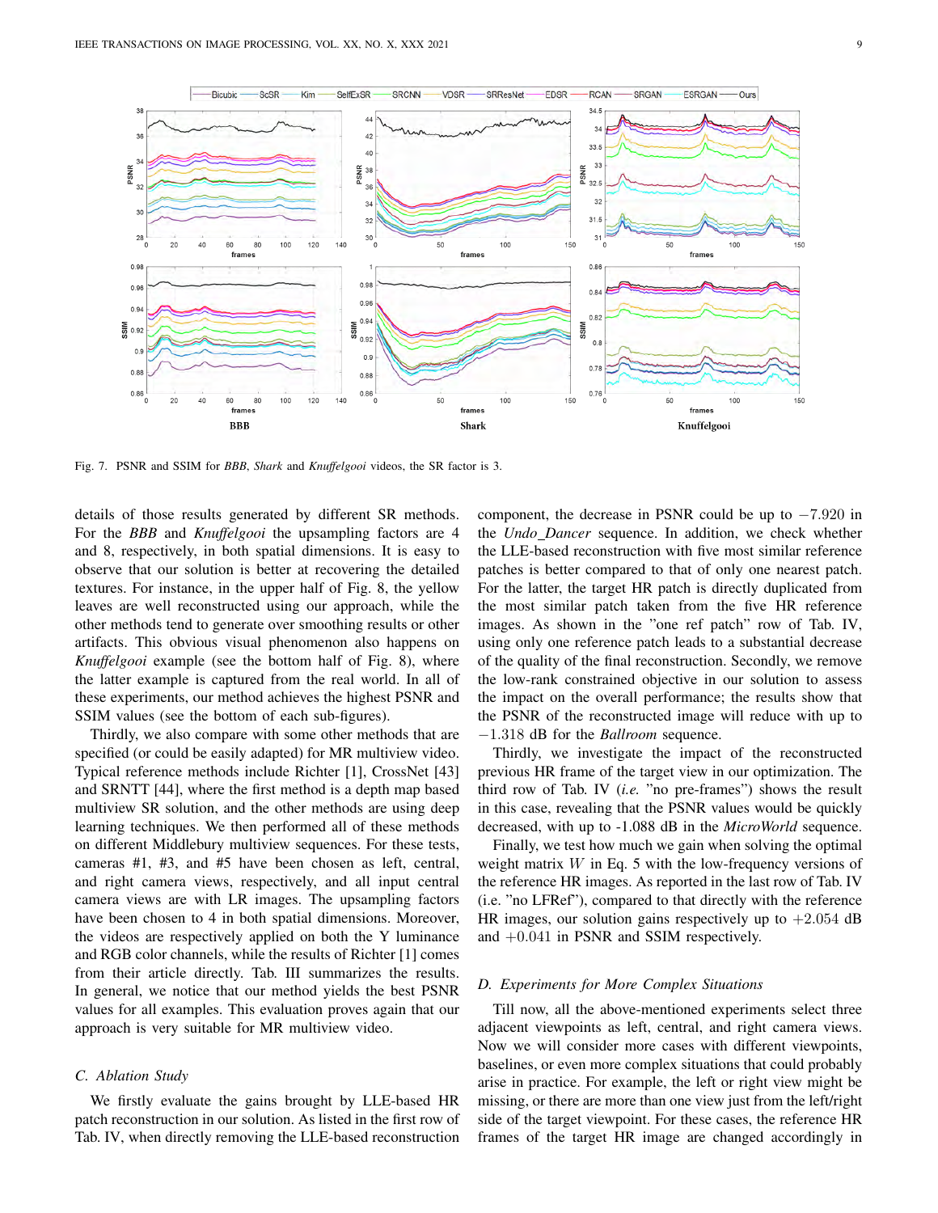Fig. 7. PSNR and SSIM for *BBB*, *Shark* and *Knuffelgooi* videos, the SR factor is 3.

details of those results generated by different SR methods. For the *BBB* and *Knuffelgooi* the upsampling factors are 4 and 8, respectively, in both spatial dimensions. It is easy to observe that our solution is better at recovering the detailed textures. For instance, in the upper half of Fig. 8, the yellow leaves are well reconstructed using our approach, while the other methods tend to generate over smoothing results or other artifacts. This obvious visual phenomenon also happens on *Knuffelgooi* example (see the bottom half of Fig. 8), where the latter example is captured from the real world. In all of these experiments, our method achieves the highest PSNR and SSIM values (see the bottom of each sub-figures).

Thirdly, we also compare with some other methods that are specified (or could be easily adapted) for MR multiview video. Typical reference methods include Richter [1], CrossNet [43] and SRNTT [44], where the first method is a depth map based multiview SR solution, and the other methods are using deep learning techniques. We then performed all of these methods on different Middlebury multiview sequences. For these tests, cameras #1, #3, and #5 have been chosen as left, central, and right camera views, respectively, and all input central camera views are with LR images. The upsampling factors have been chosen to 4 in both spatial dimensions. Moreover, the videos are respectively applied on both the Y luminance and RGB color channels, while the results of Richter [1] comes from their article directly. Tab. III summarizes the results. In general, we notice that our method yields the best PSNR values for all examples. This evaluation proves again that our approach is very suitable for MR multiview video.

### C. Ablation Study

We firstly evaluate the gains brought by LLE-based HR patch reconstruction in our solution. As listed in the first row of Tab. IV, when directly removing the LLE-based reconstruction component, the decrease in PSNR could be up to $-7.920$ in the *Undo_Dancer* sequence. In addition, we check whether the LLE-based reconstruction with five most similar reference patches is better compared to that of only one nearest patch. For the latter, the target HR patch is directly duplicated from the most similar patch taken from the five HR reference images. As shown in the "one ref patch" row of Tab. IV, using only one reference patch leads to a substantial decrease of the quality of the final reconstruction. Secondly, we remove the low-rank constrained objective in our solution to assess the impact on the overall performance; the results show that the PSNR of the reconstructed image will reduce with up to $-1.318$ dB for the *Ballroom* sequence.

Thirdly, we investigate the impact of the reconstructed previous HR frame of the target view in our optimization. The third row of Tab. IV (*i.e.* "no pre-frames") shows the result in this case, revealing that the PSNR values would be quickly decreased, with up to -1.088 dB in the *MicroWorld* sequence.

Finally, we test how much we gain when solving the optimal weight matrix $W$ in Eq. 5 with the low-frequency versions of the reference HR images. As reported in the last row of Tab. IV (i.e. "no LFRef"), compared to that directly with the reference HR images, our solution gains respectively up to $+2.054$ dB and $+0.041$ in PSNR and SSIM respectively.

### D. Experiments for More Complex Situations

Till now, all the above-mentioned experiments select three adjacent viewpoints as left, central, and right camera views. Now we will consider more cases with different viewpoints, baselines, or even more complex situations that could probably arise in practice. For example, the left or right view might be missing, or there are more than one view just from the left/right side of the target viewpoint. For these cases, the reference HR frames of the target HR image are changed accordingly in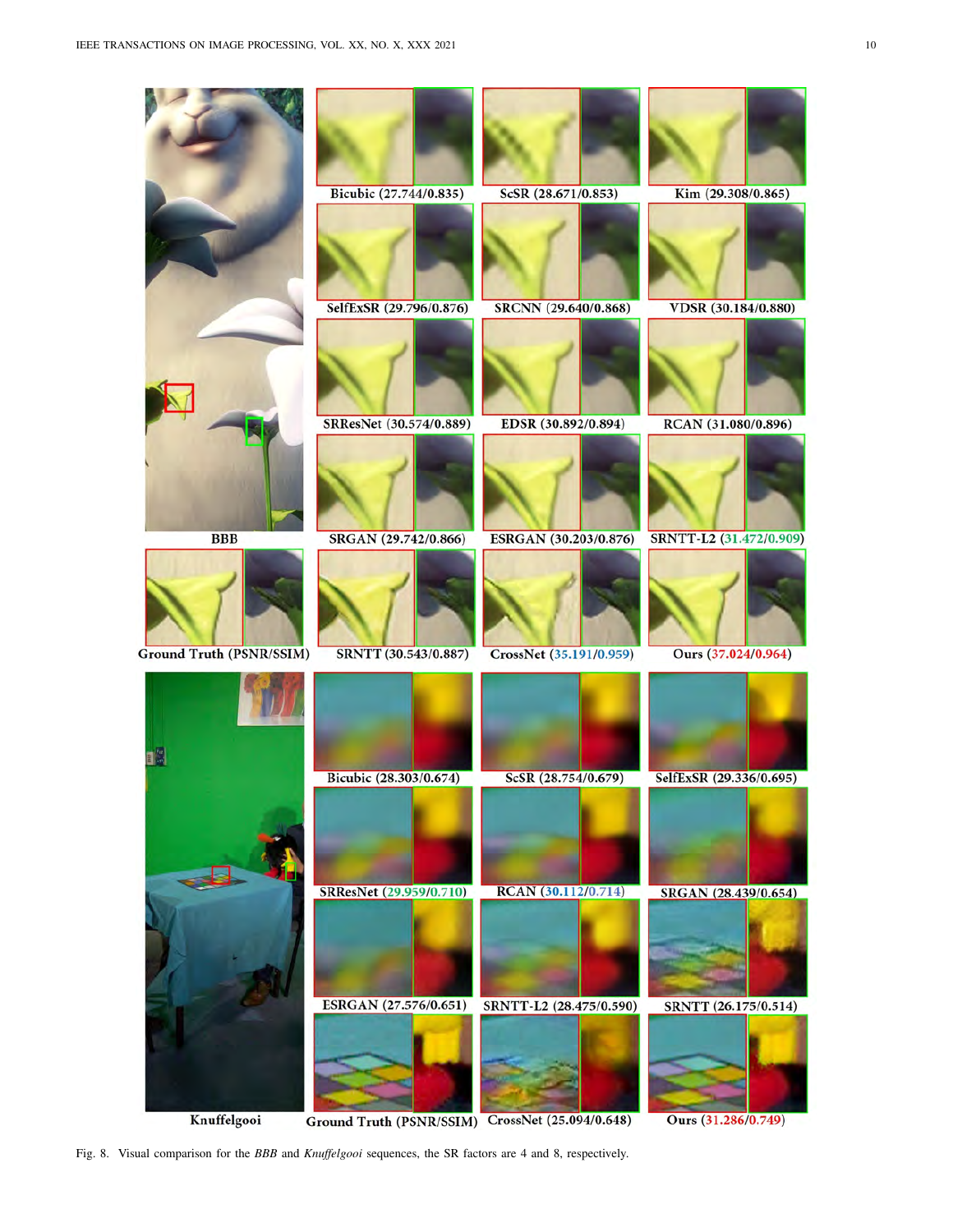Fig. 8. Visual comparison for the *BBB* and *Knuffelgooi* sequences, the SR factors are 4 and 8, respectively.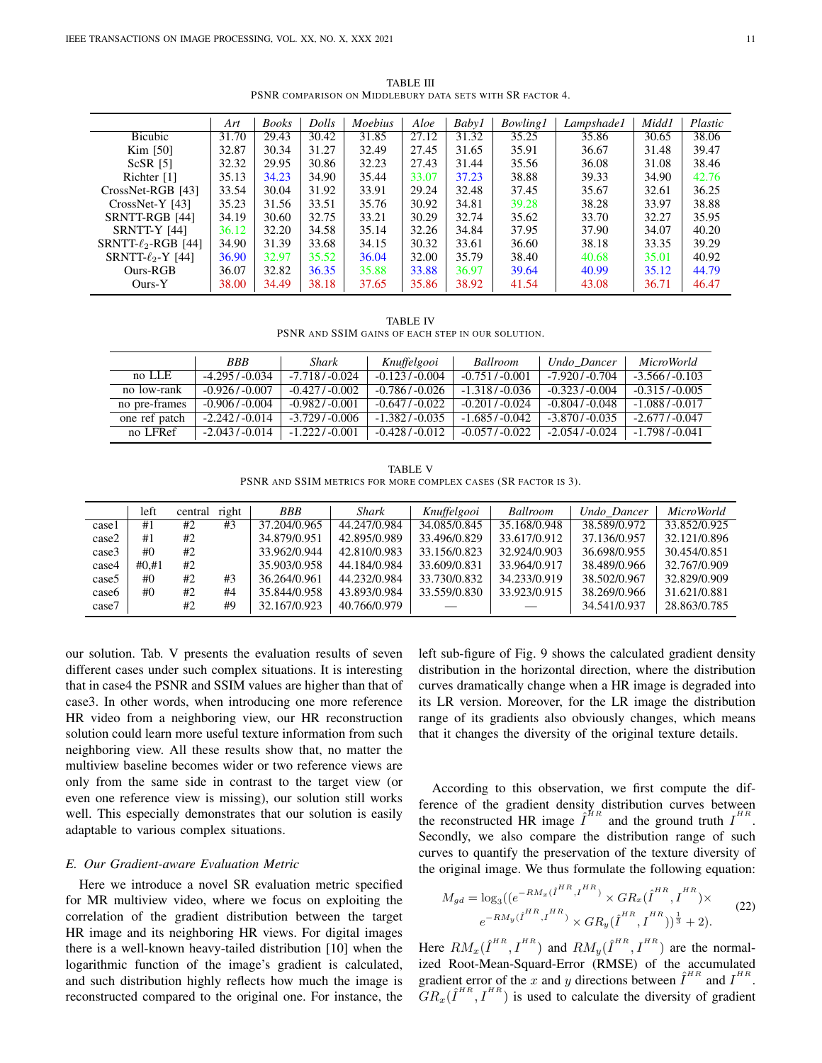TABLE III

PSNR COMPARISON ON MIDDLEBURY DATA SETS WITH SR FACTOR 4.

| | *Art* | *Books* | *Dolls* | *Moebius* | *Aloe* | *Baby1* | *Bowling1* | *Lampshade1* | *Midd1* | *Plastic* |
|---|---|---|---|---|---|---|---|---|---|---|
| Bicubic | 31.70 | 29.43 | 30.42 | 31.85 | 27.12 | 31.32 | 35.25 | 35.86 | 30.65 | 38.06 |
| Kim [50] | 32.87 | 30.34 | 31.27 | 32.49 | 27.45 | 31.65 | 35.91 | 36.67 | 31.48 | 39.47 |
| ScSR [5] | 32.32 | 29.95 | 30.86 | 32.23 | 27.43 | 31.44 | 35.56 | 36.08 | 31.08 | 38.46 |
| Richter [1] | 35.13 | 34.23 | 34.90 | 35.44 | 33.07 | 37.23 | 38.88 | 39.33 | 34.90 | 42.76 |
| CrossNet-RGB [43] | 33.54 | 30.04 | 31.92 | 33.91 | 29.24 | 32.48 | 37.45 | 35.67 | 32.61 | 36.25 |
| CrossNet-Y [43] | 35.23 | 31.56 | 33.51 | 35.76 | 30.92 | 34.81 | 39.28 | 38.28 | 33.97 | 38.88 |
| SRNTT-RGB [44] | 34.19 | 30.60 | 32.75 | 33.21 | 30.29 | 32.74 | 35.62 | 33.70 | 32.27 | 35.95 |
| SRNTT-Y [44] | 36.12 | 32.20 | 34.58 | 35.14 | 32.26 | 34.84 | 37.95 | 37.90 | 34.07 | 40.20 |
| SRNTT-$\ell_2$-RGB [44] | 34.90 | 31.39 | 33.68 | 34.15 | 30.32 | 33.61 | 36.60 | 38.18 | 33.35 | 39.29 |
| SRNTT-$\ell_2$-Y [44] | 36.90 | 32.97 | 35.52 | 36.04 | 32.00 | 35.79 | 38.40 | 40.68 | 35.01 | 40.92 |
| Ours-RGB | 36.07 | 32.82 | 36.35 | 35.88 | 33.88 | 36.97 | 39.64 | 40.99 | 35.12 | 44.79 |
| Ours-Y | 38.00 | 34.49 | 38.18 | 37.65 | 35.86 | 38.92 | 41.54 | 43.08 | 36.71 | 46.47 |

TABLE IV

PSNR AND SSIM GAINS OF EACH STEP IN OUR SOLUTION.

| | *BBB* | *Shark* | *Knuffelgooi* | *Ballroom* | *Undo_Dancer* | *MicroWorld* |
|---|---|---|---|---|---|---|
| no LLE | -4.295 / -0.034 | -7.718 / -0.024 | -0.123 / -0.004 | -0.751 / -0.001 | -7.920 / -0.704 | -3.566 / -0.103 |
| no low-rank | -0.926 / -0.007 | -0.427 / -0.002 | -0.786 / -0.026 | -1.318 / -0.036 | -0.323 / -0.004 | -0.315 / -0.005 |
| no pre-frames | -0.906 / -0.004 | -0.982 / -0.001 | -0.647 / -0.022 | -0.201 / -0.024 | -0.804 / -0.048 | -1.088 / -0.017 |
| one ref patch | -2.242 / -0.014 | -3.729 / -0.006 | -1.382 / -0.035 | -1.685 / -0.042 | -3.870 / -0.035 | -2.677 / -0.047 |
| no LFRef | -2.043 / -0.014 | -1.222 / -0.001 | -0.428 / -0.012 | -0.057 / -0.022 | -2.054 / -0.024 | -1.798 / -0.041 |

TABLE V

PSNR AND SSIM METRICS FOR MORE COMPLEX CASES (SR FACTOR IS 3).

| | left | central | right | *BBB* | *Shark* | *Knuffelgooi* | *Ballroom* | *Undo_Dancer* | *MicroWorld* |
|---|---|---|---|---|---|---|---|---|---|
| case1 | #1 | #2 | #3 | 37.204/0.965 | 44.247/0.984 | 34.085/0.845 | 35.168/0.948 | 38.589/0.972 | 33.852/0.925 |
| case2 | #1 | #2 | | 34.879/0.951 | 42.895/0.989 | 33.496/0.829 | 33.617/0.912 | 37.136/0.957 | 32.121/0.896 |
| case3 | #0 | #2 | | 33.962/0.944 | 42.810/0.983 | 33.156/0.823 | 32.924/0.903 | 36.698/0.955 | 30.454/0.851 |
| case4 | #0,#1 | #2 | | 35.903/0.958 | 44.184/0.984 | 33.609/0.831 | 33.964/0.917 | 38.489/0.966 | 32.767/0.909 |
| case5 | #0 | #2 | #3 | 36.264/0.961 | 44.232/0.984 | 33.730/0.832 | 34.233/0.919 | 38.502/0.967 | 32.829/0.909 |
| case6 | #0 | #2 | #4 | 35.844/0.958 | 43.893/0.984 | 33.559/0.830 | 33.923/0.915 | 38.269/0.966 | 31.621/0.881 |
| case7 | | #2 | #9 | 32.167/0.923 | 40.766/0.979 | — | — | 34.541/0.937 | 28.863/0.785 |

our solution. Tab. V presents the evaluation results of seven different cases under such complex situations. It is interesting that in case4 the PSNR and SSIM values are higher than that of case3. In other words, when introducing one more reference HR video from a neighboring view, our HR reconstruction solution could learn more useful texture information from such neighboring view. All these results show that, no matter the multiview baseline becomes wider or two reference views are only from the same side in contrast to the target view (or even one reference view is missing), our solution still works well. This especially demonstrates that our solution is easily adaptable to various complex situations.

### E. Our Gradient-aware Evaluation Metric

Here we introduce a novel SR evaluation metric specified for MR multiview video, where we focus on exploiting the correlation of the gradient distribution between the target HR image and its neighboring HR views. For digital images there is a well-known heavy-tailed distribution [10] when the logarithmic function of the image's gradient is calculated, and such distribution highly reflects how much the image is reconstructed compared to the original one. For instance, the left sub-figure of Fig. 9 shows the calculated gradient density distribution in the horizontal direction, where the distribution curves dramatically change when a HR image is degraded into its LR version. Moreover, for the LR image the distribution range of its gradients also obviously changes, which means that it changes the diversity of the original texture details.

According to this observation, we first compute the difference of the gradient density distribution curves between the reconstructed HR image $\hat{I}^{HR}$ and the ground truth $I^{HR}$. Secondly, we also compare the distribution range of such curves to quantify the preservation of the texture diversity of the original image. We thus formulate the following equation:

$$M_{gd} = \log_3((e^{-RM_x(\hat{I}^{HR}, I^{HR})} \times GR_x(\hat{I}^{HR}, I^{HR}) \times e^{-RM_y(\hat{I}^{HR}, I^{HR})} \times GR_y(\hat{I}^{HR}, I^{HR}))^{\frac{1}{3}} + 2). \quad (22)$$

Here $RM_x(\hat{I}^{HR}, I^{HR})$ and $RM_y(\hat{I}^{HR}, I^{HR})$ are the normalized Root-Mean-Squard-Error (RMSE) of the accumulated gradient error of the $x$ and $y$ directions between $\hat{I}^{HR}$ and $I^{HR}$. $GR_x(\hat{I}^{HR}, I^{HR})$ is used to calculate the diversity of gradient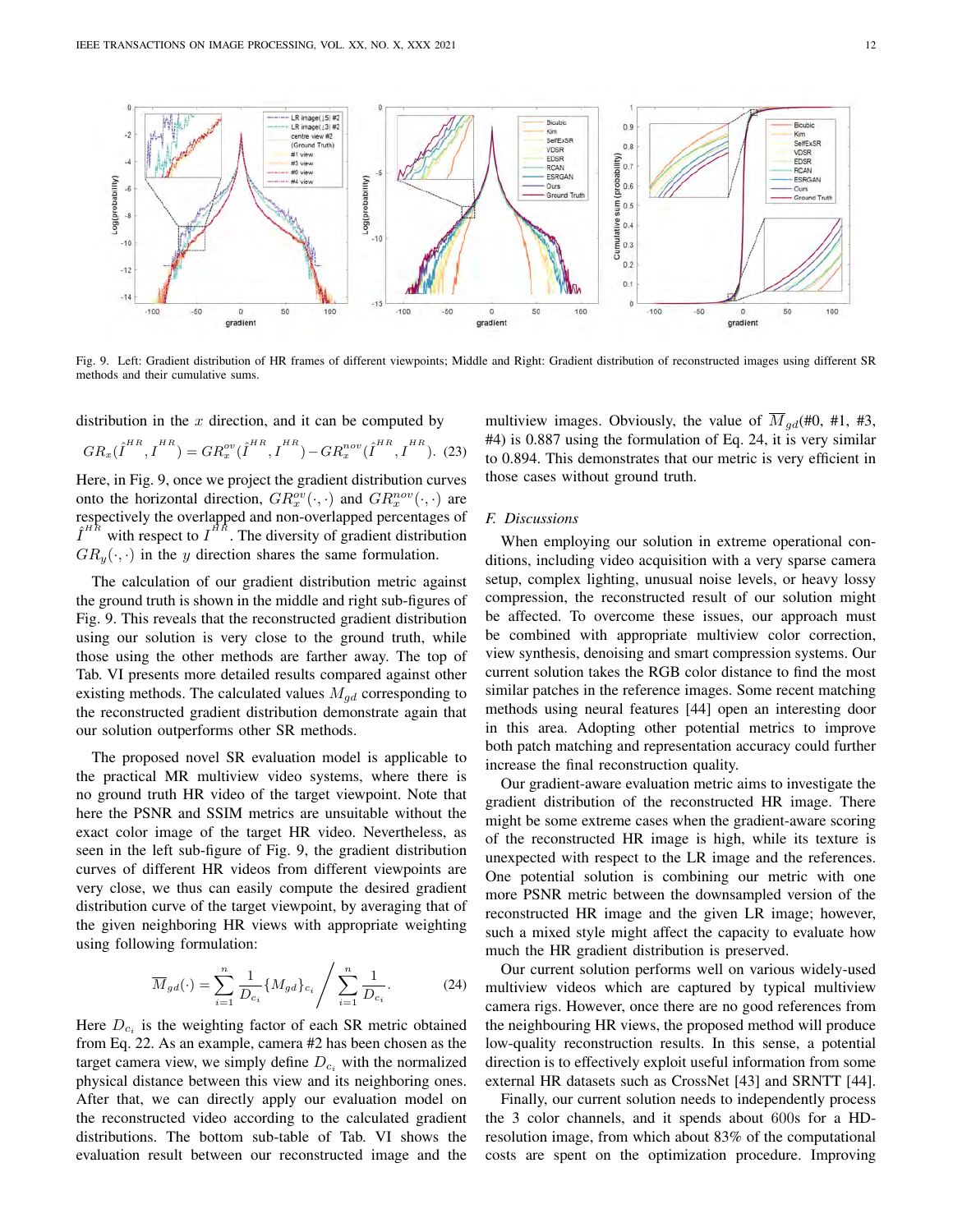Fig. 9. Left: Gradient distribution of HR frames of different viewpoints; Middle and Right: Gradient distribution of reconstructed images using different SR methods and their cumulative sums.

distribution in the $x$ direction, and it can be computed by

$$GR_x(\hat{I}^{HR}, I^{HR}) = GR_x^{ov}(\hat{I}^{HR}, I^{HR}) - GR_x^{nov}(\hat{I}^{HR}, I^{HR}). \quad (23)$$

Here, in Fig. 9, once we project the gradient distribution curves onto the horizontal direction, $GR_x^{ov}(\cdot,\cdot)$ and $GR_x^{nov}(\cdot,\cdot)$ are respectively the overlapped and non-overlapped percentages of $\hat{I}^{HR}$ with respect to $I^{HR}$. The diversity of gradient distribution $GR_y(\cdot,\cdot)$ in the $y$ direction shares the same formulation.

The calculation of our gradient distribution metric against the ground truth is shown in the middle and right sub-figures of Fig. 9. This reveals that the reconstructed gradient distribution using our solution is very close to the ground truth, while those using the other methods are farther away. The top of Tab. VI presents more detailed results compared against other existing methods. The calculated values $M_{gd}$ corresponding to the reconstructed gradient distribution demonstrate again that our solution outperforms other SR methods.

The proposed novel SR evaluation model is applicable to the practical MR multiview video systems, where there is no ground truth HR video of the target viewpoint. Note that here the PSNR and SSIM metrics are unsuitable without the exact color image of the target HR video. Nevertheless, as seen in the left sub-figure of Fig. 9, the gradient distribution curves of different HR videos from different viewpoints are very close, we thus can easily compute the desired gradient distribution curve of the target viewpoint, by averaging that of the given neighboring HR views with appropriate weighting using following formulation:

$$\overline{M}_{gd}(\cdot) = \sum_{i=1}^{n} \frac{1}{D_{c_i}} \{M_{gd}\}_{c_i} \Bigg/ \sum_{i=1}^{n} \frac{1}{D_{c_i}}. \quad (24)$$

Here $D_{c_i}$ is the weighting factor of each SR metric obtained from Eq. 22. As an example, camera #2 has been chosen as the target camera view, we simply define $D_{c_i}$ with the normalized physical distance between this view and its neighboring ones. After that, we can directly apply our evaluation model on the reconstructed video according to the calculated gradient distributions. The bottom sub-table of Tab. VI shows the evaluation result between our reconstructed image and the multiview images. Obviously, the value of $\overline{M}_{gd}$(#0, #1, #3, #4) is 0.887 using the formulation of Eq. 24, it is very similar to 0.894. This demonstrates that our metric is very efficient in those cases without ground truth.

### F. Discussions

When employing our solution in extreme operational conditions, including video acquisition with a very sparse camera setup, complex lighting, unusual noise levels, or heavy lossy compression, the reconstructed result of our solution might be affected. To overcome these issues, our approach must be combined with appropriate multiview color correction, view synthesis, denoising and smart compression systems. Our current solution takes the RGB color distance to find the most similar patches in the reference images. Some recent matching methods using neural features [44] open an interesting door in this area. Adopting other potential metrics to improve both patch matching and representation accuracy could further increase the final reconstruction quality.

Our gradient-aware evaluation metric aims to investigate the gradient distribution of the reconstructed HR image. There might be some extreme cases when the gradient-aware scoring of the reconstructed HR image is high, while its texture is unexpected with respect to the LR image and the references. One potential solution is combining our metric with one more PSNR metric between the downsampled version of the reconstructed HR image and the given LR image; however, such a mixed style might affect the capacity to evaluate how much the HR gradient distribution is preserved.

Our current solution performs well on various widely-used multiview videos which are captured by typical multiview camera rigs. However, once there are no good references from the neighbouring HR views, the proposed method will produce low-quality reconstruction results. In this sense, a potential direction is to effectively exploit useful information from some external HR datasets such as CrossNet [43] and SRNTT [44].

Finally, our current solution needs to independently process the 3 color channels, and it spends about 600s for a HD-resolution image, from which about 83% of the computational costs are spent on the optimization procedure. Improving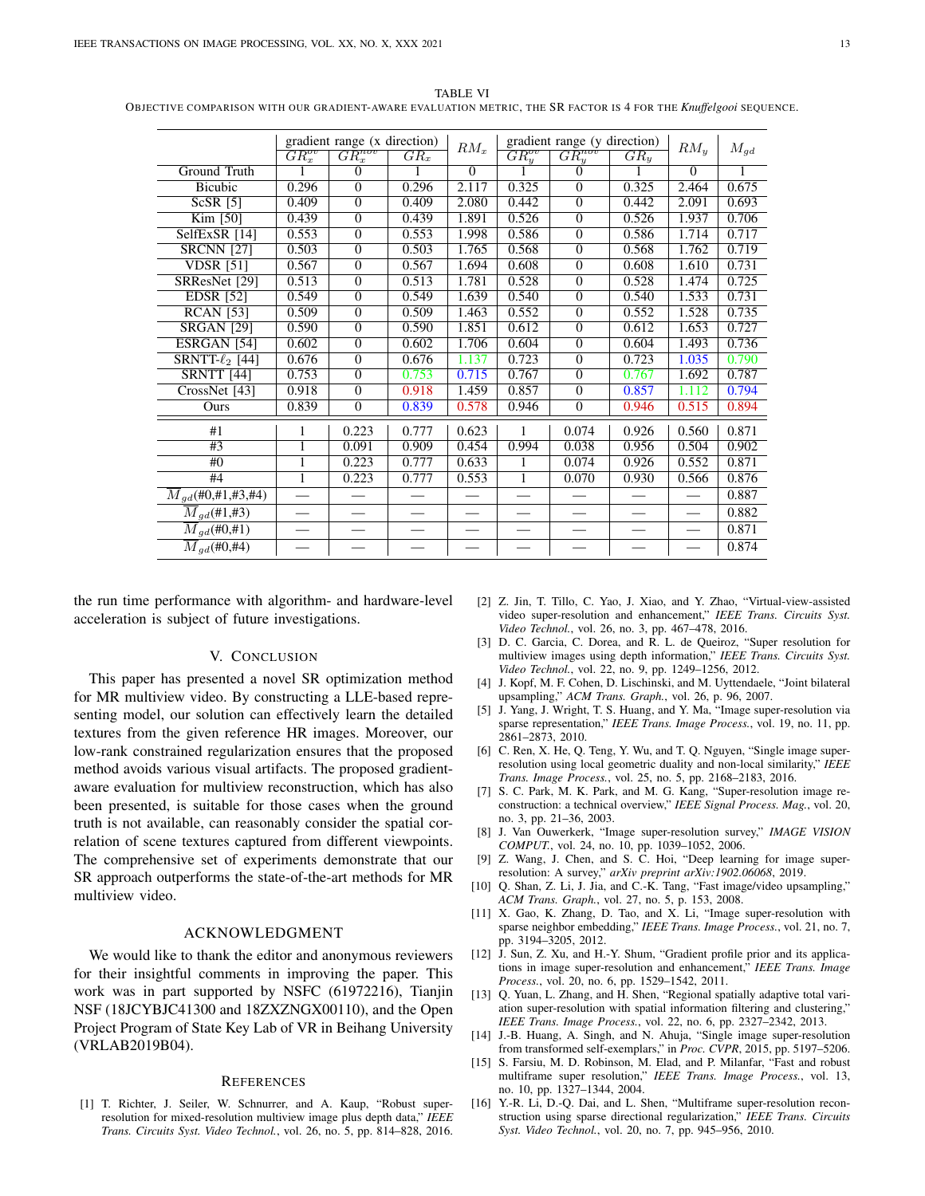TABLE VI

OBJECTIVE COMPARISON WITH OUR GRADIENT-AWARE EVALUATION METRIC, THE SR FACTOR IS 4 FOR THE *Knuffelgooi* SEQUENCE.

| | gradient range (x direction) | | | $RM_x$ | gradient range (y direction) | | | $RM_y$ | $M_{gd}$ |
|---|---|---|---|---|---|---|---|---|---|
| | $GR_x^{ov}$ | $GR_x^{nov}$ | $GR_x$ | | $GR_y^{ov}$ | $GR_y^{nov}$ | $GR_y$ | | |
| Ground Truth | 1 | 0 | 1 | 0 | 1 | 0 | 1 | 0 | 1 |
| Bicubic | 0.296 | 0 | 0.296 | 2.117 | 0.325 | 0 | 0.325 | 2.464 | 0.675 |
| ScSR [5] | 0.409 | 0 | 0.409 | 2.080 | 0.442 | 0 | 0.442 | 2.091 | 0.693 |
| Kim [50] | 0.439 | 0 | 0.439 | 1.891 | 0.526 | 0 | 0.526 | 1.937 | 0.706 |
| SelfExSR [14] | 0.553 | 0 | 0.553 | 1.998 | 0.586 | 0 | 0.586 | 1.714 | 0.717 |
| SRCNN [27] | 0.503 | 0 | 0.503 | 1.765 | 0.568 | 0 | 0.568 | 1.762 | 0.719 |
| VDSR [51] | 0.567 | 0 | 0.567 | 1.694 | 0.608 | 0 | 0.608 | 1.610 | 0.731 |
| SRResNet [29] | 0.513 | 0 | 0.513 | 1.781 | 0.528 | 0 | 0.528 | 1.474 | 0.725 |
| EDSR [52] | 0.549 | 0 | 0.549 | 1.639 | 0.540 | 0 | 0.540 | 1.533 | 0.731 |
| RCAN [53] | 0.509 | 0 | 0.509 | 1.463 | 0.552 | 0 | 0.552 | 1.528 | 0.735 |
| SRGAN [29] | 0.590 | 0 | 0.590 | 1.851 | 0.612 | 0 | 0.612 | 1.653 | 0.727 |
| ESRGAN [54] | 0.602 | 0 | 0.602 | 1.706 | 0.604 | 0 | 0.604 | 1.493 | 0.736 |
| SRNTT-$\ell_2$ [44] | 0.676 | 0 | 0.676 | 1.137 | 0.723 | 0 | 0.723 | 1.035 | 0.790 |
| SRNTT [44] | 0.753 | 0 | 0.753 | 0.715 | 0.767 | 0 | 0.767 | 1.692 | 0.787 |
| CrossNet [43] | 0.918 | 0 | 0.918 | 1.459 | 0.857 | 0 | 0.857 | 1.112 | 0.794 |
| Ours | 0.839 | 0 | 0.839 | 0.578 | 0.946 | 0 | 0.946 | 0.515 | 0.894 |
| #1 | 1 | 0.223 | 0.777 | 0.623 | 1 | 0.074 | 0.926 | 0.560 | 0.871 |
| #3 | 1 | 0.091 | 0.909 | 0.454 | 0.994 | 0.038 | 0.956 | 0.504 | 0.902 |
| #0 | 1 | 0.223 | 0.777 | 0.633 | 1 | 0.074 | 0.926 | 0.552 | 0.871 |
| #4 | 1 | 0.223 | 0.777 | 0.553 | 1 | 0.070 | 0.930 | 0.566 | 0.876 |
| $\overline{M}_{gd}$(#0,#1,#3,#4) | — | — | — | — | — | — | — | — | 0.887 |
| $\overline{M}_{gd}$(#1,#3) | — | — | — | — | — | — | — | — | 0.882 |
| $\overline{M}_{gd}$(#0,#1) | — | — | — | — | — | — | — | — | 0.871 |
| $\overline{M}_{gd}$(#0,#4) | — | — | — | — | — | — | — | — | 0.874 |

the run time performance with algorithm- and hardware-level acceleration is subject of future investigations.

## V. CONCLUSION

This paper has presented a novel SR optimization method for MR multiview video. By constructing a LLE-based representing model, our solution can effectively learn the detailed textures from the given reference HR images. Moreover, our low-rank constrained regularization ensures that the proposed method avoids various visual artifacts. The proposed gradient-aware evaluation for multiview reconstruction, which has also been presented, is suitable for those cases when the ground truth is not available, can reasonably consider the spatial correlation of scene textures captured from different viewpoints. The comprehensive set of experiments demonstrate that our SR approach outperforms the state-of-the-art methods for MR multiview video.

## ACKNOWLEDGMENT

We would like to thank the editor and anonymous reviewers for their insightful comments in improving the paper. This work was in part supported by NSFC (61972216), Tianjin NSF (18JCYBJC41300 and 18ZXZNGX00110), and the Open Project Program of State Key Lab of VR in Beihang University (VRLAB2019B04).

## REFERENCES

[1] T. Richter, J. Seiler, W. Schnurrer, and A. Kaup, "Robust super-resolution for mixed-resolution multiview image plus depth data," *IEEE Trans. Circuits Syst. Video Technol.*, vol. 26, no. 5, pp. 814–828, 2016.

[2] Z. Jin, T. Tillo, C. Yao, J. Xiao, and Y. Zhao, "Virtual-view-assisted video super-resolution and enhancement," *IEEE Trans. Circuits Syst. Video Technol.*, vol. 26, no. 3, pp. 467–478, 2016.

[3] D. C. Garcia, C. Dorea, and R. L. de Queiroz, "Super resolution for multiview images using depth information," *IEEE Trans. Circuits Syst. Video Technol.*, vol. 22, no. 9, pp. 1249–1256, 2012.

[4] J. Kopf, M. F. Cohen, D. Lischinski, and M. Uyttendaele, "Joint bilateral upsampling," *ACM Trans. Graph.*, vol. 26, p. 96, 2007.

[5] J. Yang, J. Wright, T. S. Huang, and Y. Ma, "Image super-resolution via sparse representation," *IEEE Trans. Image Process.*, vol. 19, no. 11, pp. 2861–2873, 2010.

[6] C. Ren, X. He, Q. Teng, Y. Wu, and T. Q. Nguyen, "Single image super-resolution using local geometric duality and non-local similarity," *IEEE Trans. Image Process.*, vol. 25, no. 5, pp. 2168–2183, 2016.

[7] S. C. Park, M. K. Park, and M. G. Kang, "Super-resolution image reconstruction: a technical overview," *IEEE Signal Process. Mag.*, vol. 20, no. 3, pp. 21–36, 2003.

[8] J. Van Ouwerkerk, "Image super-resolution survey," *IMAGE VISION COMPUT.*, vol. 24, no. 10, pp. 1039–1052, 2006.

[9] Z. Wang, J. Chen, and S. C. Hoi, "Deep learning for image super-resolution: A survey," *arXiv preprint arXiv:1902.06068*, 2019.

[10] Q. Shan, Z. Li, J. Jia, and C.-K. Tang, "Fast image/video upsampling," *ACM Trans. Graph.*, vol. 27, no. 5, p. 153, 2008.

[11] X. Gao, K. Zhang, D. Tao, and X. Li, "Image super-resolution with sparse neighbor embedding," *IEEE Trans. Image Process.*, vol. 21, no. 7, pp. 3194–3205, 2012.

[12] J. Sun, Z. Xu, and H.-Y. Shum, "Gradient profile prior and its applications in image super-resolution and enhancement," *IEEE Trans. Image Process.*, vol. 20, no. 6, pp. 1529–1542, 2011.

[13] Q. Yuan, L. Zhang, and H. Shen, "Regional spatially adaptive total variation super-resolution with spatial information filtering and clustering," *IEEE Trans. Image Process.*, vol. 22, no. 6, pp. 2327–2342, 2013.

[14] J.-B. Huang, A. Singh, and N. Ahuja, "Single image super-resolution from transformed self-exemplars," in *Proc. CVPR*, 2015, pp. 5197–5206.

[15] S. Farsiu, M. D. Robinson, M. Elad, and P. Milanfar, "Fast and robust multiframe super resolution," *IEEE Trans. Image Process.*, vol. 13, no. 10, pp. 1327–1344, 2004.

[16] Y.-R. Li, D.-Q. Dai, and L. Shen, "Multiframe super-resolution reconstruction using sparse directional regularization," *IEEE Trans. Circuits Syst. Video Technol.*, vol. 20, no. 7, pp. 945–956, 2010.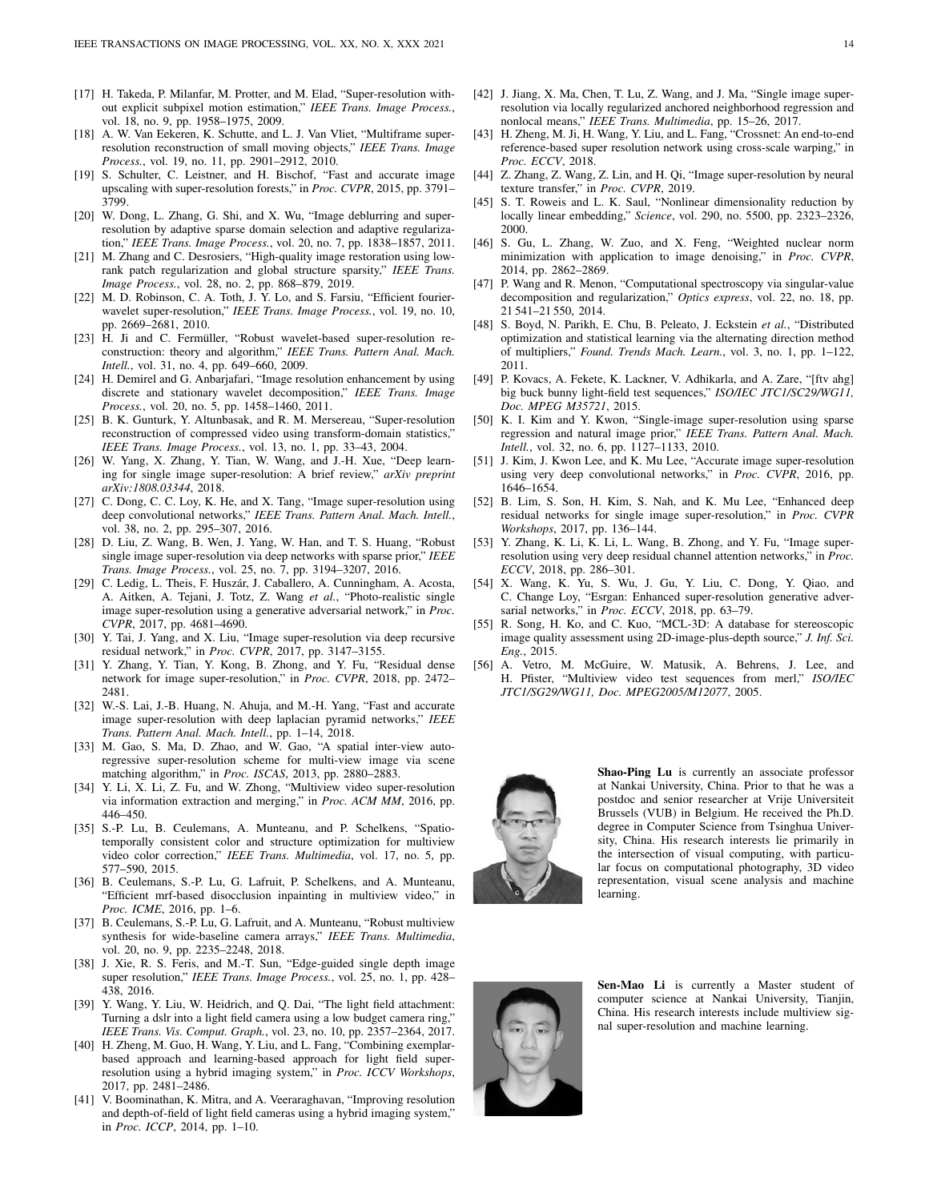[17] H. Takeda, P. Milanfar, M. Protter, and M. Elad, "Super-resolution without explicit subpixel motion estimation," *IEEE Trans. Image Process.*, vol. 18, no. 9, pp. 1958–1975, 2009.

[18] A. W. Van Eekeren, K. Schutte, and L. J. Van Vliet, "Multiframe super-resolution reconstruction of small moving objects," *IEEE Trans. Image Process.*, vol. 19, no. 11, pp. 2901–2912, 2010.

[19] S. Schulter, C. Leistner, and H. Bischof, "Fast and accurate image upscaling with super-resolution forests," in *Proc. CVPR*, 2015, pp. 3791–3799.

[20] W. Dong, L. Zhang, G. Shi, and X. Wu, "Image deblurring and super-resolution by adaptive sparse domain selection and adaptive regularization," *IEEE Trans. Image Process.*, vol. 20, no. 7, pp. 1838–1857, 2011.

[21] M. Zhang and C. Desrosiers, "High-quality image restoration using low-rank patch regularization and global structure sparsity," *IEEE Trans. Image Process.*, vol. 28, no. 2, pp. 868–879, 2019.

[22] M. D. Robinson, C. A. Toth, J. Y. Lo, and S. Farsiu, "Efficient fourier-wavelet super-resolution," *IEEE Trans. Image Process.*, vol. 19, no. 10, pp. 2669–2681, 2010.

[23] H. Ji and C. Fermüller, "Robust wavelet-based super-resolution reconstruction: theory and algorithm," *IEEE Trans. Pattern Anal. Mach. Intell.*, vol. 31, no. 4, pp. 649–660, 2009.

[24] H. Demirel and G. Anbarjafari, "Image resolution enhancement by using discrete and stationary wavelet decomposition," *IEEE Trans. Image Process.*, vol. 20, no. 5, pp. 1458–1460, 2011.

[25] B. K. Gunturk, Y. Altunbasak, and R. M. Mersereau, "Super-resolution reconstruction of compressed video using transform-domain statistics," *IEEE Trans. Image Process.*, vol. 13, no. 1, pp. 33–43, 2004.

[26] W. Yang, X. Zhang, Y. Tian, W. Wang, and J.-H. Xue, "Deep learning for single image super-resolution: A brief review," *arXiv preprint arXiv:1808.03344*, 2018.

[27] C. Dong, C. C. Loy, K. He, and X. Tang, "Image super-resolution using deep convolutional networks," *IEEE Trans. Pattern Anal. Mach. Intell.*, vol. 38, no. 2, pp. 295–307, 2016.

[28] D. Liu, Z. Wang, B. Wen, J. Yang, W. Han, and T. S. Huang, "Robust single image super-resolution via deep networks with sparse prior," *IEEE Trans. Image Process.*, vol. 25, no. 7, pp. 3194–3207, 2016.

[29] C. Ledig, L. Theis, F. Huszár, J. Caballero, A. Cunningham, A. Acosta, A. Aitken, A. Tejani, J. Totz, Z. Wang *et al.*, "Photo-realistic single image super-resolution using a generative adversarial network," in *Proc. CVPR*, 2017, pp. 4681–4690.

[30] Y. Tai, J. Yang, and X. Liu, "Image super-resolution via deep recursive residual network," in *Proc. CVPR*, 2017, pp. 3147–3155.

[31] Y. Zhang, Y. Tian, Y. Kong, B. Zhong, and Y. Fu, "Residual dense network for image super-resolution," in *Proc. CVPR*, 2018, pp. 2472–2481.

[32] W.-S. Lai, J.-B. Huang, N. Ahuja, and M.-H. Yang, "Fast and accurate image super-resolution with deep laplacian pyramid networks," *IEEE Trans. Pattern Anal. Mach. Intell.*, pp. 1–14, 2018.

[33] M. Gao, S. Ma, D. Zhao, and W. Gao, "A spatial inter-view auto-regressive super-resolution scheme for multi-view image via scene matching algorithm," in *Proc. ISCAS*, 2013, pp. 2880–2883.

[34] Y. Li, X. Li, Z. Fu, and W. Zhong, "Multiview video super-resolution via information extraction and merging," in *Proc. ACM MM*, 2016, pp. 446–450.

[35] S.-P. Lu, B. Ceulemans, A. Munteanu, and P. Schelkens, "Spatio-temporally consistent color and structure optimization for multiview video color correction," *IEEE Trans. Multimedia*, vol. 17, no. 5, pp. 577–590, 2015.

[36] B. Ceulemans, S.-P. Lu, G. Lafruit, P. Schelkens, and A. Munteanu, "Efficient mrf-based disocclusion inpainting in multiview video," in *Proc. ICME*, 2016, pp. 1–6.

[37] B. Ceulemans, S.-P. Lu, G. Lafruit, and A. Munteanu, "Robust multiview synthesis for wide-baseline camera arrays," *IEEE Trans. Multimedia*, vol. 20, no. 9, pp. 2235–2248, 2018.

[38] J. Xie, R. S. Feris, and M.-T. Sun, "Edge-guided single depth image super resolution," *IEEE Trans. Image Process.*, vol. 25, no. 1, pp. 428–438, 2016.

[39] Y. Wang, Y. Liu, W. Heidrich, and Q. Dai, "The light field attachment: Turning a dslr into a light field camera using a low budget camera ring," *IEEE Trans. Vis. Comput. Graph.*, vol. 23, no. 10, pp. 2357–2364, 2017.

[40] H. Zheng, M. Guo, H. Wang, Y. Liu, and L. Fang, "Combining exemplar-based approach and learning-based approach for light field super-resolution using a hybrid imaging system," in *Proc. ICCV Workshops*, 2017, pp. 2481–2486.

[41] V. Boominathan, K. Mitra, and A. Veeraraghavan, "Improving resolution and depth-of-field of light field cameras using a hybrid imaging system," in *Proc. ICCP*, 2014, pp. 1–10.

[42] J. Jiang, X. Ma, Chen, T. Lu, Z. Wang, and J. Ma, "Single image super-resolution via locally regularized anchored neighborhood regression and nonlocal means," *IEEE Trans. Multimedia*, pp. 15–26, 2017.

[43] H. Zheng, M. Ji, H. Wang, Y. Liu, and L. Fang, "Crossnet: An end-to-end reference-based super resolution network using cross-scale warping," in *Proc. ECCV*, 2018.

[44] Z. Zhang, Z. Wang, Z. Lin, and H. Qi, "Image super-resolution by neural texture transfer," in *Proc. CVPR*, 2019.

[45] S. T. Roweis and L. K. Saul, "Nonlinear dimensionality reduction by locally linear embedding," *Science*, vol. 290, no. 5500, pp. 2323–2326, 2000.

[46] S. Gu, L. Zhang, W. Zuo, and X. Feng, "Weighted nuclear norm minimization with application to image denoising," in *Proc. CVPR*, 2014, pp. 2862–2869.

[47] P. Wang and R. Menon, "Computational spectroscopy via singular-value decomposition and regularization," *Optics express*, vol. 22, no. 18, pp. 21 541–21 550, 2014.

[48] S. Boyd, N. Parikh, E. Chu, B. Peleato, J. Eckstein *et al.*, "Distributed optimization and statistical learning via the alternating direction method of multipliers," *Found. Trends Mach. Learn.*, vol. 3, no. 1, pp. 1–122, 2011.

[49] P. Kovacs, A. Fekete, K. Lackner, V. Adhikarla, and A. Zare, "[ftv ahg] big buck bunny light-field test sequences," *ISO/IEC JTC1/SC29/WG11, Doc. MPEG M35721*, 2015.

[50] K. I. Kim and Y. Kwon, "Single-image super-resolution using sparse regression and natural image prior," *IEEE Trans. Pattern Anal. Mach. Intell.*, vol. 32, no. 6, pp. 1127–1133, 2010.

[51] J. Kim, J. Kwon Lee, and K. Mu Lee, "Accurate image super-resolution using very deep convolutional networks," in *Proc. CVPR*, 2016, pp. 1646–1654.

[52] B. Lim, S. Son, H. Kim, S. Nah, and K. Mu Lee, "Enhanced deep residual networks for single image super-resolution," in *Proc. CVPR Workshops*, 2017, pp. 136–144.

[53] Y. Zhang, K. Li, K. Li, L. Wang, B. Zhong, and Y. Fu, "Image super-resolution using very deep residual channel attention networks," in *Proc. ECCV*, 2018, pp. 286–301.

[54] X. Wang, K. Yu, S. Wu, J. Gu, Y. Liu, C. Dong, Y. Qiao, and C. Change Loy, "Esrgan: Enhanced super-resolution generative adversarial networks," in *Proc. ECCV*, 2018, pp. 63–79.

[55] R. Song, H. Ko, and C. Kuo, "MCL-3D: A database for stereoscopic image quality assessment using 2D-image-plus-depth source," *J. Inf. Sci. Eng.*, 2015.

[56] A. Vetro, M. McGuire, W. Matusik, A. Behrens, J. Lee, and H. Pfister, "Multiview video test sequences from merl," *ISO/IEC JTC1/SG29/WG11, Doc. MPEG2005/M12077*, 2005.

**Shao-Ping Lu** is currently an associate professor at Nankai University, China. Prior to that he was a postdoc and senior researcher at Vrije Universiteit Brussels (VUB) in Belgium. He received the Ph.D. degree in Computer Science from Tsinghua University, China. His research interests lie primarily in the intersection of visual computing, with particular focus on computational photography, 3D video representation, visual scene analysis and machine learning.

**Sen-Mao Li** is currently a Master student of computer science at Nankai University, Tianjin, China. His research interests include multiview signal super-resolution and machine learning.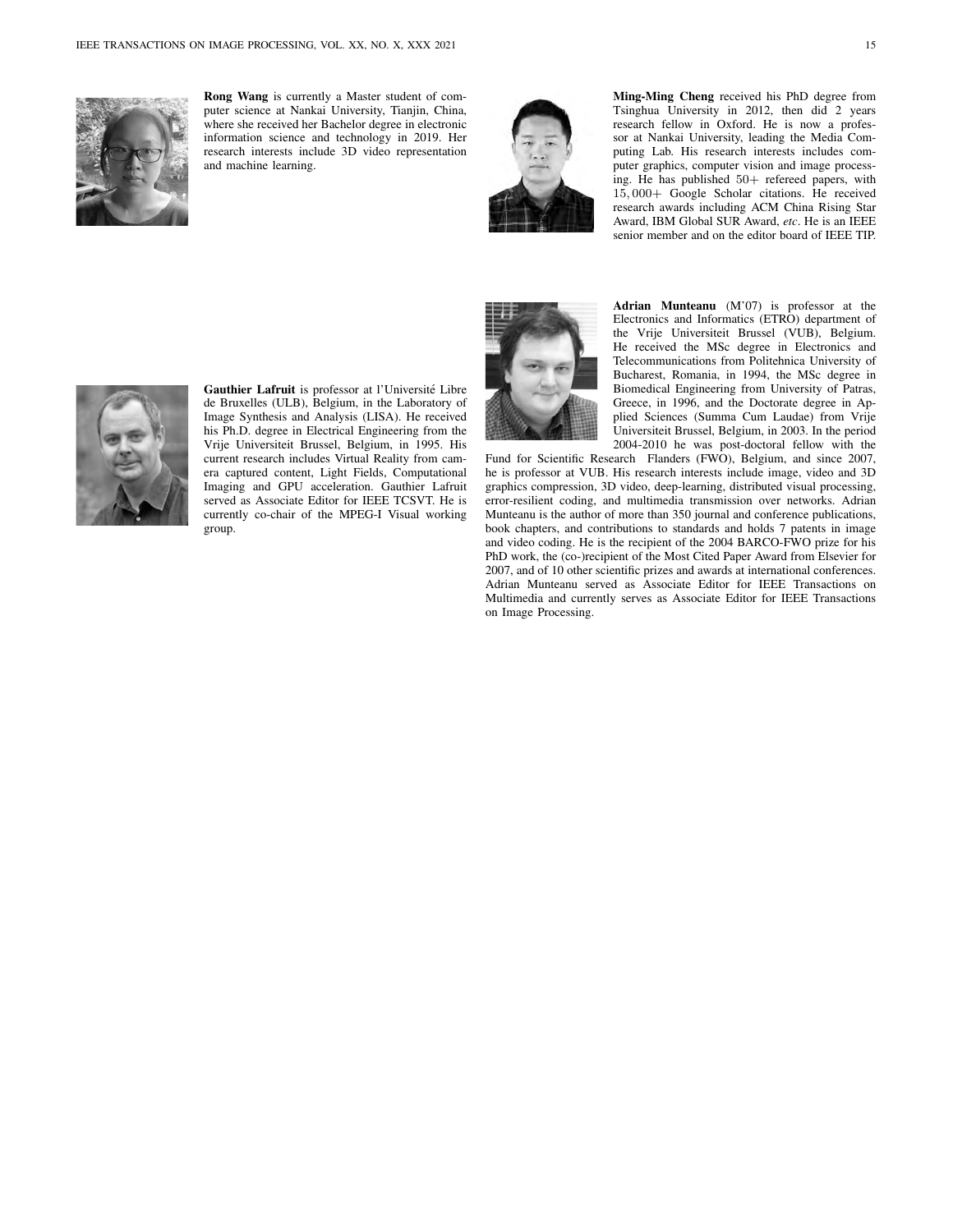**Rong Wang** is currently a Master student of computer science at Nankai University, Tianjin, China, where she received her Bachelor degree in electronic information science and technology in 2019. Her research interests include 3D video representation and machine learning.

**Gauthier Lafruit** is professor at l'Université Libre de Bruxelles (ULB), Belgium, in the Laboratory of Image Synthesis and Analysis (LISA). He received his Ph.D. degree in Electrical Engineering from the Vrije Universiteit Brussel, Belgium, in 1995. His current research includes Virtual Reality from camera captured content, Light Fields, Computational Imaging and GPU acceleration. Gauthier Lafruit served as Associate Editor for IEEE TCSVT. He is currently co-chair of the MPEG-I Visual working group.

**Ming-Ming Cheng** received his PhD degree from Tsinghua University in 2012, then did 2 years research fellow in Oxford. He is now a professor at Nankai University, leading the Media Computing Lab. His research interests includes computer graphics, computer vision and image processing. He has published $50+$ refereed papers, with $15,000+$ Google Scholar citations. He received research awards including ACM China Rising Star Award, IBM Global SUR Award, *etc*. He is an IEEE senior member and on the editor board of IEEE TIP.

**Adrian Munteanu** (M'07) is professor at the Electronics and Informatics (ETRO) department of the Vrije Universiteit Brussel (VUB), Belgium. He received the MSc degree in Electronics and Telecommunications from Politehnica University of Bucharest, Romania, in 1994, the MSc degree in Biomedical Engineering from University of Patras, Greece, in 1996, and the Doctorate degree in Applied Sciences (Summa Cum Laudae) from Vrije Universiteit Brussel, Belgium, in 2003. In the period 2004-2010 he was post-doctoral fellow with the Fund for Scientific Research Flanders (FWO), Belgium, and since 2007, he is professor at VUB. His research interests include image, video and 3D graphics compression, 3D video, deep-learning, distributed visual processing, error-resilient coding, and multimedia transmission over networks. Adrian Munteanu is the author of more than 350 journal and conference publications, book chapters, and contributions to standards and holds 7 patents in image and video coding. He is the recipient of the 2004 BARCO-FWO prize for his PhD work, the (co-)recipient of the Most Cited Paper Award from Elsevier for 2007, and of 10 other scientific prizes and awards at international conferences. Adrian Munteanu served as Associate Editor for IEEE Transactions on Multimedia and currently serves as Associate Editor for IEEE Transactions on Image Processing.